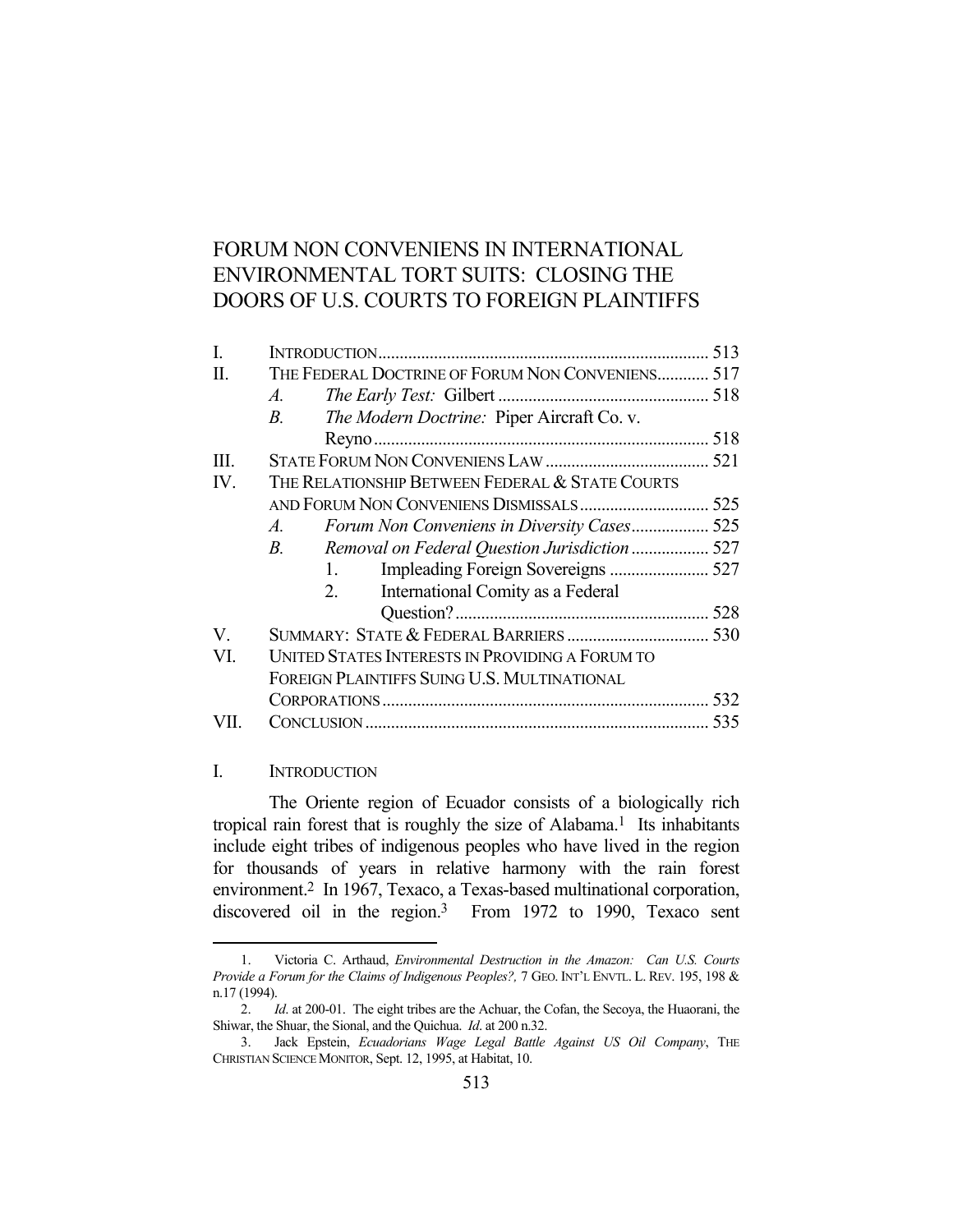# FORUM NON CONVENIENS IN INTERNATIONAL ENVIRONMENTAL TORT SUITS: CLOSING THE DOORS OF U.S. COURTS TO FOREIGN PLAINTIFFS

| | | | |
|---|---|---|---|
| I. | INTRODUCTION | | 513 |
| II. | THE FEDERAL DOCTRINE OF FORUM NON CONVENIENS | | 517 |
| | *A.* | *The Early Test:* Gilbert | 518 |
| | *B.* | *The Modern Doctrine:* Piper Aircraft Co. v. Reyno | 518 |
| III. | STATE FORUM NON CONVENIENS LAW | | 521 |
| IV. | THE RELATIONSHIP BETWEEN FEDERAL & STATE COURTS AND FORUM NON CONVENIENS DISMISSALS | | 525 |
| | *A.* | *Forum Non Conveniens in Diversity Cases* | 525 |
| | *B.* | *Removal on Federal Question Jurisdiction* | 527 |
| | | 1. Impleading Foreign Sovereigns | 527 |
| | | 2. International Comity as a Federal Question? | 528 |
| V. | SUMMARY: STATE & FEDERAL BARRIERS | | 530 |
| VI. | UNITED STATES INTERESTS IN PROVIDING A FORUM TO FOREIGN PLAINTIFFS SUING U.S. MULTINATIONAL CORPORATIONS | | 532 |
| VII. | CONCLUSION | | 535 |

## I. INTRODUCTION

The Oriente region of Ecuador consists of a biologically rich tropical rain forest that is roughly the size of Alabama.[1] Its inhabitants include eight tribes of indigenous peoples who have lived in the region for thousands of years in relative harmony with the rain forest environment.[2] In 1967, Texaco, a Texas-based multinational corporation, discovered oil in the region.[3] From 1972 to 1990, Texaco sent

---

1. Victoria C. Arthaud, *Environmental Destruction in the Amazon: Can U.S. Courts Provide a Forum for the Claims of Indigenous Peoples?,* 7 GEO. INT'L ENVTL. L. REV. 195, 198 & n.17 (1994).

2. *Id*. at 200-01. The eight tribes are the Achuar, the Cofan, the Secoya, the Huaorani, the Shiwar, the Shuar, the Sional, and the Quichua. *Id*. at 200 n.32.

3. Jack Epstein, *Ecuadorians Wage Legal Battle Against US Oil Company*, THE CHRISTIAN SCIENCE MONITOR, Sept. 12, 1995, at Habitat, 10.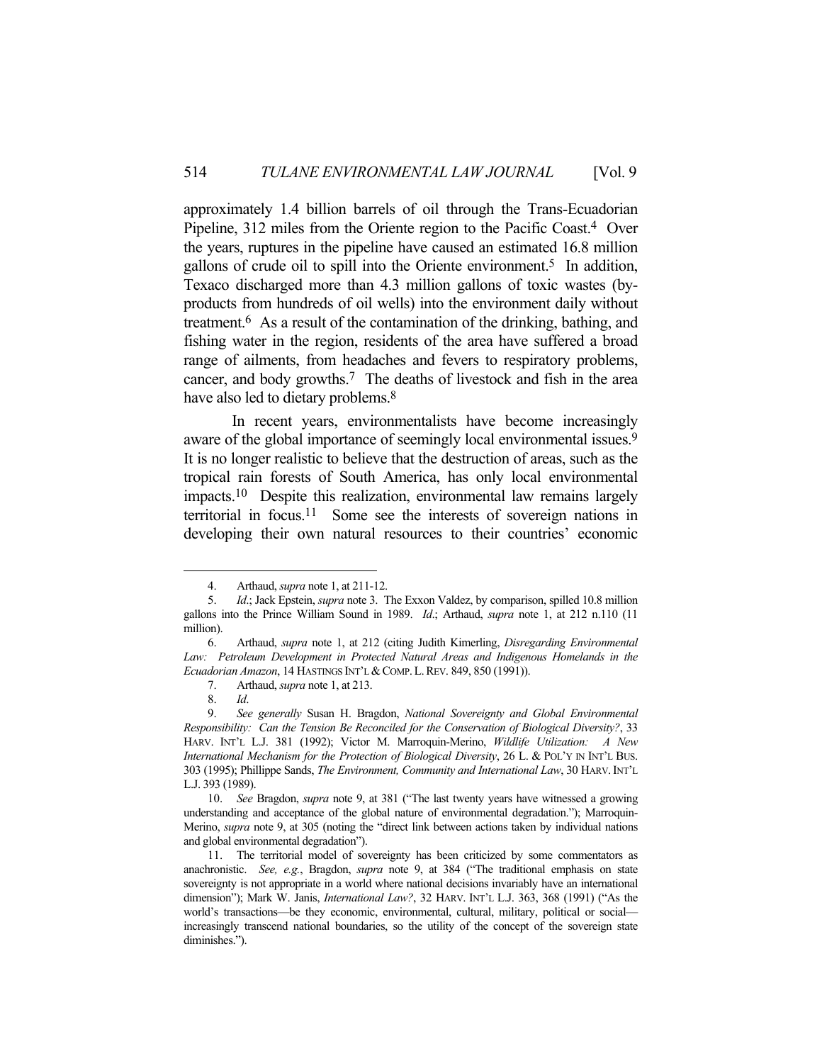approximately 1.4 billion barrels of oil through the Trans-Ecuadorian Pipeline, 312 miles from the Oriente region to the Pacific Coast.[4] Over the years, ruptures in the pipeline have caused an estimated 16.8 million gallons of crude oil to spill into the Oriente environment.[5] In addition, Texaco discharged more than 4.3 million gallons of toxic wastes (by-products from hundreds of oil wells) into the environment daily without treatment.[6] As a result of the contamination of the drinking, bathing, and fishing water in the region, residents of the area have suffered a broad range of ailments, from headaches and fevers to respiratory problems, cancer, and body growths.[7] The deaths of livestock and fish in the area have also led to dietary problems.[8]

In recent years, environmentalists have become increasingly aware of the global importance of seemingly local environmental issues.[9] It is no longer realistic to believe that the destruction of areas, such as the tropical rain forests of South America, has only local environmental impacts.[10] Despite this realization, environmental law remains largely territorial in focus.[11] Some see the interests of sovereign nations in developing their own natural resources to their countries' economic

---

4. Arthaud, *supra* note 1, at 211-12.

5. *Id.*; Jack Epstein, *supra* note 3. The Exxon Valdez, by comparison, spilled 10.8 million gallons into the Prince William Sound in 1989. *Id.*; Arthaud, *supra* note 1, at 212 n.110 (11 million).

6. Arthaud, *supra* note 1, at 212 (citing Judith Kimerling, *Disregarding Environmental Law: Petroleum Development in Protected Natural Areas and Indigenous Homelands in the Ecuadorian Amazon*, 14 HASTINGS INT'L & COMP. L. REV. 849, 850 (1991)).

7. Arthaud, *supra* note 1, at 213.

8. *Id.*

9. *See generally* Susan H. Bragdon, *National Sovereignty and Global Environmental Responsibility: Can the Tension Be Reconciled for the Conservation of Biological Diversity?*, 33 HARV. INT'L L.J. 381 (1992); Victor M. Marroquin-Merino, *Wildlife Utilization: A New International Mechanism for the Protection of Biological Diversity*, 26 L. & POL'Y IN INT'L BUS. 303 (1995); Phillippe Sands, *The Environment, Community and International Law*, 30 HARV. INT'L L.J. 393 (1989).

10. *See* Bragdon, *supra* note 9, at 381 ("The last twenty years have witnessed a growing understanding and acceptance of the global nature of environmental degradation."); Marroquin-Merino, *supra* note 9, at 305 (noting the "direct link between actions taken by individual nations and global environmental degradation").

11. The territorial model of sovereignty has been criticized by some commentators as anachronistic. *See, e.g.*, Bragdon, *supra* note 9, at 384 ("The traditional emphasis on state sovereignty is not appropriate in a world where national decisions invariably have an international dimension"); Mark W. Janis, *International Law?*, 32 HARV. INT'L L.J. 363, 368 (1991) ("As the world's transactions—be they economic, environmental, cultural, military, political or social—increasingly transcend national boundaries, so the utility of the concept of the sovereign state diminishes.").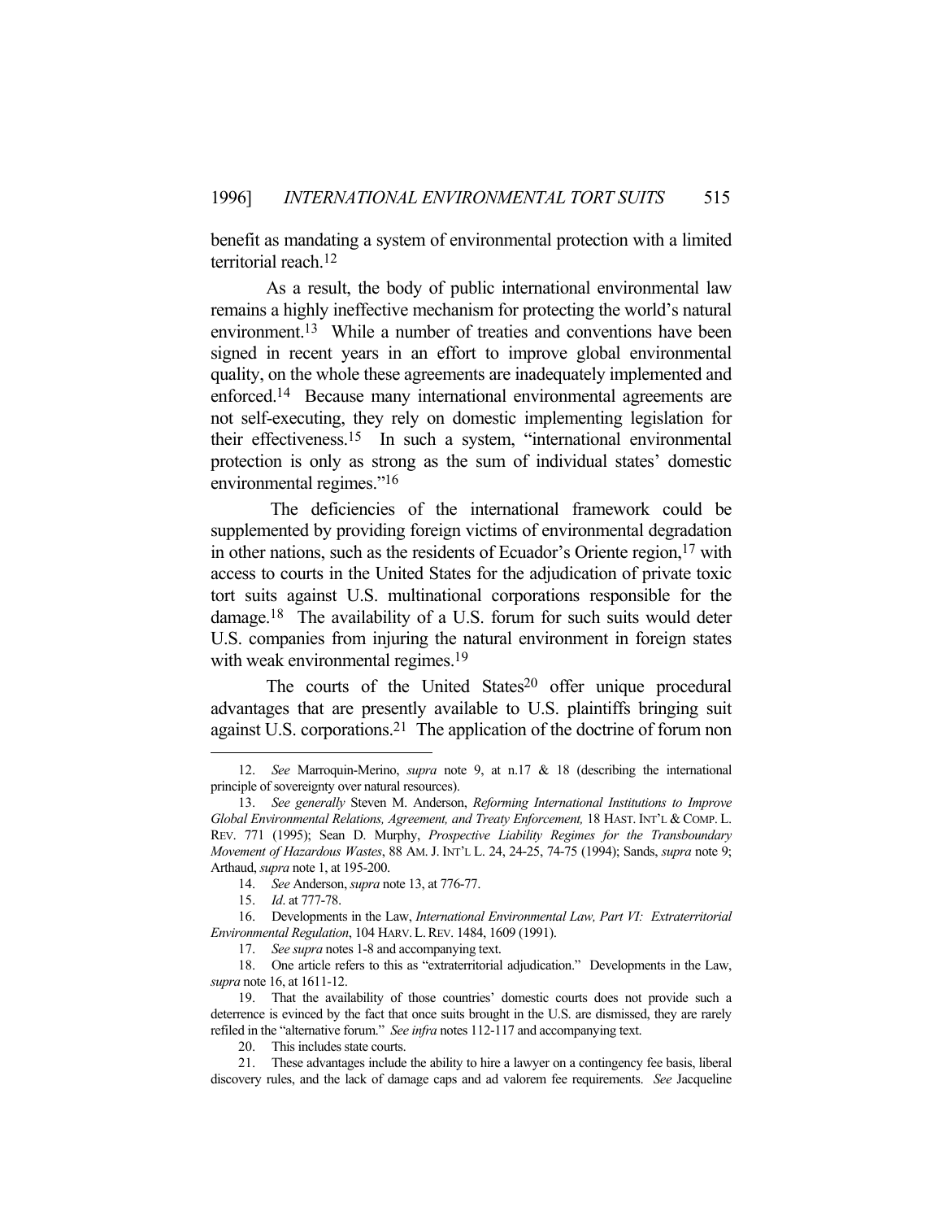benefit as mandating a system of environmental protection with a limited territorial reach.[12]

As a result, the body of public international environmental law remains a highly ineffective mechanism for protecting the world's natural environment.[13] While a number of treaties and conventions have been signed in recent years in an effort to improve global environmental quality, on the whole these agreements are inadequately implemented and enforced.[14] Because many international environmental agreements are not self-executing, they rely on domestic implementing legislation for their effectiveness.[15] In such a system, "international environmental protection is only as strong as the sum of individual states' domestic environmental regimes."[16]

The deficiencies of the international framework could be supplemented by providing foreign victims of environmental degradation in other nations, such as the residents of Ecuador's Oriente region,[17] with access to courts in the United States for the adjudication of private toxic tort suits against U.S. multinational corporations responsible for the damage.[18] The availability of a U.S. forum for such suits would deter U.S. companies from injuring the natural environment in foreign states with weak environmental regimes.[19]

The courts of the United States[20] offer unique procedural advantages that are presently available to U.S. plaintiffs bringing suit against U.S. corporations.[21] The application of the doctrine of forum non

---

12. *See* Marroquin-Merino, *supra* note 9, at n.17 & 18 (describing the international principle of sovereignty over natural resources).

13. *See generally* Steven M. Anderson, *Reforming International Institutions to Improve Global Environmental Relations, Agreement, and Treaty Enforcement,* 18 HAST. INT'L & COMP. L. REV. 771 (1995); Sean D. Murphy, *Prospective Liability Regimes for the Transboundary Movement of Hazardous Wastes*, 88 AM. J. INT'L L. 24, 24-25, 74-75 (1994); Sands, *supra* note 9; Arthaud, *supra* note 1, at 195-200.

14. *See* Anderson, *supra* note 13, at 776-77.

15. *Id*. at 777-78.

16. Developments in the Law, *International Environmental Law, Part VI: Extraterritorial Environmental Regulation*, 104 HARV. L. REV. 1484, 1609 (1991).

17. *See supra* notes 1-8 and accompanying text.

18. One article refers to this as "extraterritorial adjudication." Developments in the Law, *supra* note 16, at 1611-12.

19. That the availability of those countries' domestic courts does not provide such a deterrence is evinced by the fact that once suits brought in the U.S. are dismissed, they are rarely refiled in the "alternative forum." *See infra* notes 112-117 and accompanying text.

20. This includes state courts.

21. These advantages include the ability to hire a lawyer on a contingency fee basis, liberal discovery rules, and the lack of damage caps and ad valorem fee requirements. *See* Jacqueline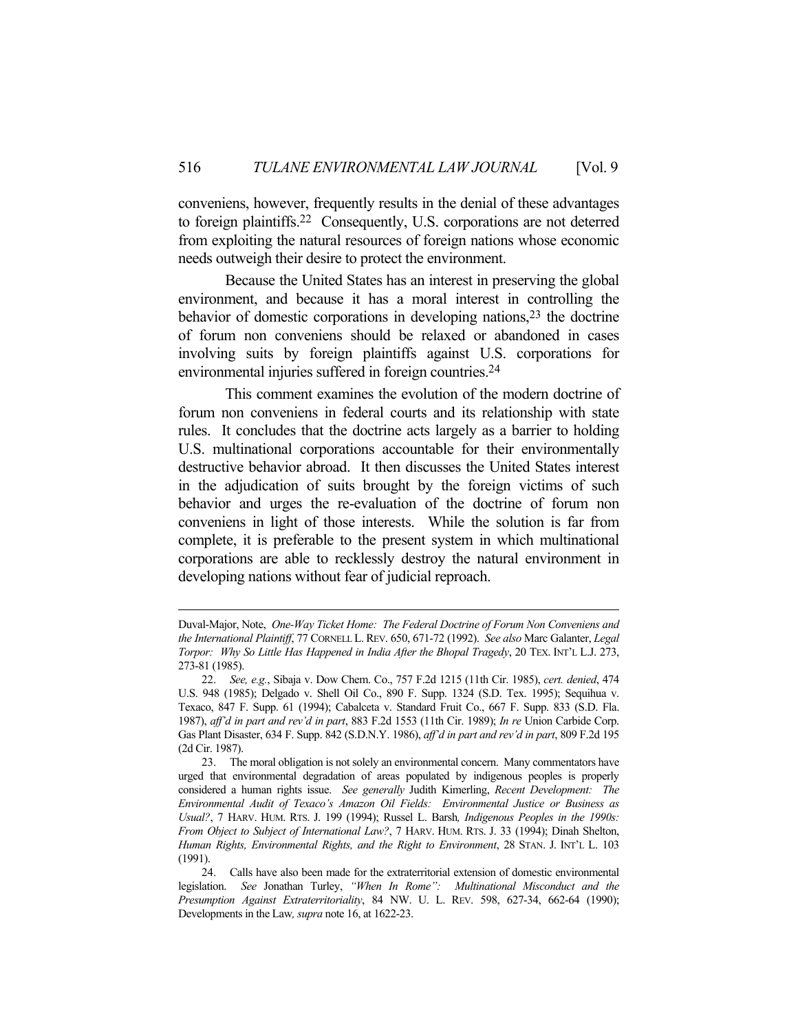conveniens, however, frequently results in the denial of these advantages to foreign plaintiffs.[22] Consequently, U.S. corporations are not deterred from exploiting the natural resources of foreign nations whose economic needs outweigh their desire to protect the environment.

Because the United States has an interest in preserving the global environment, and because it has a moral interest in controlling the behavior of domestic corporations in developing nations,[23] the doctrine of forum non conveniens should be relaxed or abandoned in cases involving suits by foreign plaintiffs against U.S. corporations for environmental injuries suffered in foreign countries.[24]

This comment examines the evolution of the modern doctrine of forum non conveniens in federal courts and its relationship with state rules. It concludes that the doctrine acts largely as a barrier to holding U.S. multinational corporations accountable for their environmentally destructive behavior abroad. It then discusses the United States interest in the adjudication of suits brought by the foreign victims of such behavior and urges the re-evaluation of the doctrine of forum non conveniens in light of those interests. While the solution is far from complete, it is preferable to the present system in which multinational corporations are able to recklessly destroy the natural environment in developing nations without fear of judicial reproach.

---

Duval-Major, Note, *One-Way Ticket Home: The Federal Doctrine of Forum Non Conveniens and the International Plaintiff*, 77 CORNELL L. REV. 650, 671-72 (1992). *See also* Marc Galanter, *Legal Torpor: Why So Little Has Happened in India After the Bhopal Tragedy*, 20 TEX. INT'L L.J. 273, 273-81 (1985).

22. *See, e.g.*, Sibaja v. Dow Chem. Co., 757 F.2d 1215 (11th Cir. 1985), *cert. denied*, 474 U.S. 948 (1985); Delgado v. Shell Oil Co., 890 F. Supp. 1324 (S.D. Tex. 1995); Sequihua v. Texaco, 847 F. Supp. 61 (1994); Cabalceta v. Standard Fruit Co., 667 F. Supp. 833 (S.D. Fla. 1987), *aff'd in part and rev'd in part*, 883 F.2d 1553 (11th Cir. 1989); *In re* Union Carbide Corp. Gas Plant Disaster, 634 F. Supp. 842 (S.D.N.Y. 1986), *aff'd in part and rev'd in part*, 809 F.2d 195 (2d Cir. 1987).

23. The moral obligation is not solely an environmental concern. Many commentators have urged that environmental degradation of areas populated by indigenous peoples is properly considered a human rights issue. *See generally* Judith Kimerling, *Recent Development: The Environmental Audit of Texaco's Amazon Oil Fields: Environmental Justice or Business as Usual?*, 7 HARV. HUM. RTS. J. 199 (1994); Russel L. Barsh, *Indigenous Peoples in the 1990s: From Object to Subject of International Law?*, 7 HARV. HUM. RTS. J. 33 (1994); Dinah Shelton, *Human Rights, Environmental Rights, and the Right to Environment*, 28 STAN. J. INT'L L. 103 (1991).

24. Calls have also been made for the extraterritorial extension of domestic environmental legislation. *See* Jonathan Turley, *"When In Rome": Multinational Misconduct and the Presumption Against Extraterritoriality*, 84 NW. U. L. REV. 598, 627-34, 662-64 (1990); Developments in the Law, *supra* note 16, at 1622-23.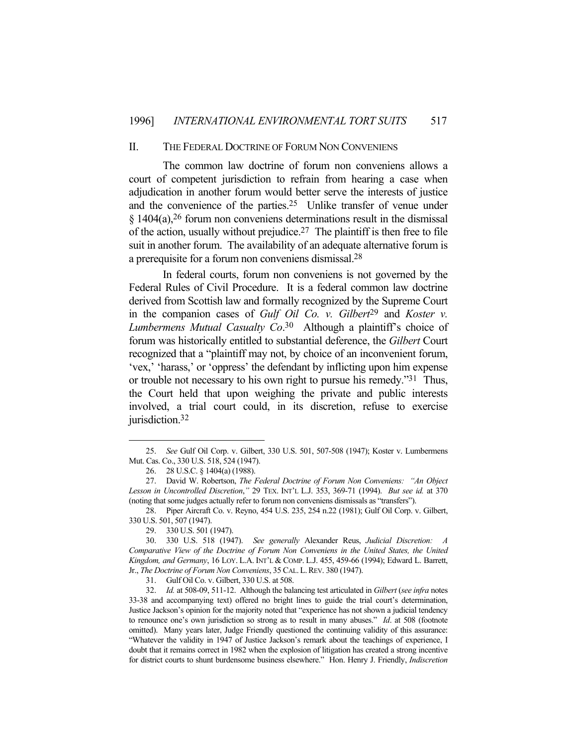## II. THE FEDERAL DOCTRINE OF FORUM NON CONVENIENS

The common law doctrine of forum non conveniens allows a court of competent jurisdiction to refrain from hearing a case when adjudication in another forum would better serve the interests of justice and the convenience of the parties.[25] Unlike transfer of venue under § 1404(a),[26] forum non conveniens determinations result in the dismissal of the action, usually without prejudice.[27] The plaintiff is then free to file suit in another forum. The availability of an adequate alternative forum is a prerequisite for a forum non conveniens dismissal.[28]

In federal courts, forum non conveniens is not governed by the Federal Rules of Civil Procedure. It is a federal common law doctrine derived from Scottish law and formally recognized by the Supreme Court in the companion cases of *Gulf Oil Co. v. Gilbert*[29] and *Koster v. Lumbermens Mutual Casualty Co*.[30] Although a plaintiff's choice of forum was historically entitled to substantial deference, the *Gilbert* Court recognized that a "plaintiff may not, by choice of an inconvenient forum, 'vex,' 'harass,' or 'oppress' the defendant by inflicting upon him expense or trouble not necessary to his own right to pursue his remedy."[31] Thus, the Court held that upon weighing the private and public interests involved, a trial court could, in its discretion, refuse to exercise jurisdiction.[32]

---

25. *See* Gulf Oil Corp. v. Gilbert, 330 U.S. 501, 507-508 (1947); Koster v. Lumbermens Mut. Cas. Co., 330 U.S. 518, 524 (1947).

26. 28 U.S.C. § 1404(a) (1988).

27. David W. Robertson, *The Federal Doctrine of Forum Non Conveniens: "An Object Lesson in Uncontrolled Discretion*,*"* 29 TEX. INT'L L.J. 353, 369-71 (1994). *But see id.* at 370 (noting that some judges actually refer to forum non conveniens dismissals as "transfers").

28. Piper Aircraft Co. v. Reyno, 454 U.S. 235, 254 n.22 (1981); Gulf Oil Corp. v. Gilbert, 330 U.S. 501, 507 (1947).

29. 330 U.S. 501 (1947).

30. 330 U.S. 518 (1947). *See generally* Alexander Reus, *Judicial Discretion: A Comparative View of the Doctrine of Forum Non Conveniens in the United States, the United Kingdom, and Germany*, 16 LOY. L.A. INT'L & COMP. L.J. 455, 459-66 (1994); Edward L. Barrett, Jr., *The Doctrine of Forum Non Conveniens*, 35 CAL. L. REV. 380 (1947).

31. Gulf Oil Co. v. Gilbert, 330 U.S. at 508.

32. *Id.* at 508-09, 511-12. Although the balancing test articulated in *Gilbert* (*see infra* notes 33-38 and accompanying text) offered no bright lines to guide the trial court's determination, Justice Jackson's opinion for the majority noted that "experience has not shown a judicial tendency to renounce one's own jurisdiction so strong as to result in many abuses." *Id*. at 508 (footnote omitted). Many years later, Judge Friendly questioned the continuing validity of this assurance: "Whatever the validity in 1947 of Justice Jackson's remark about the teachings of experience, I doubt that it remains correct in 1982 when the explosion of litigation has created a strong incentive for district courts to shunt burdensome business elsewhere." Hon. Henry J. Friendly, *Indiscretion*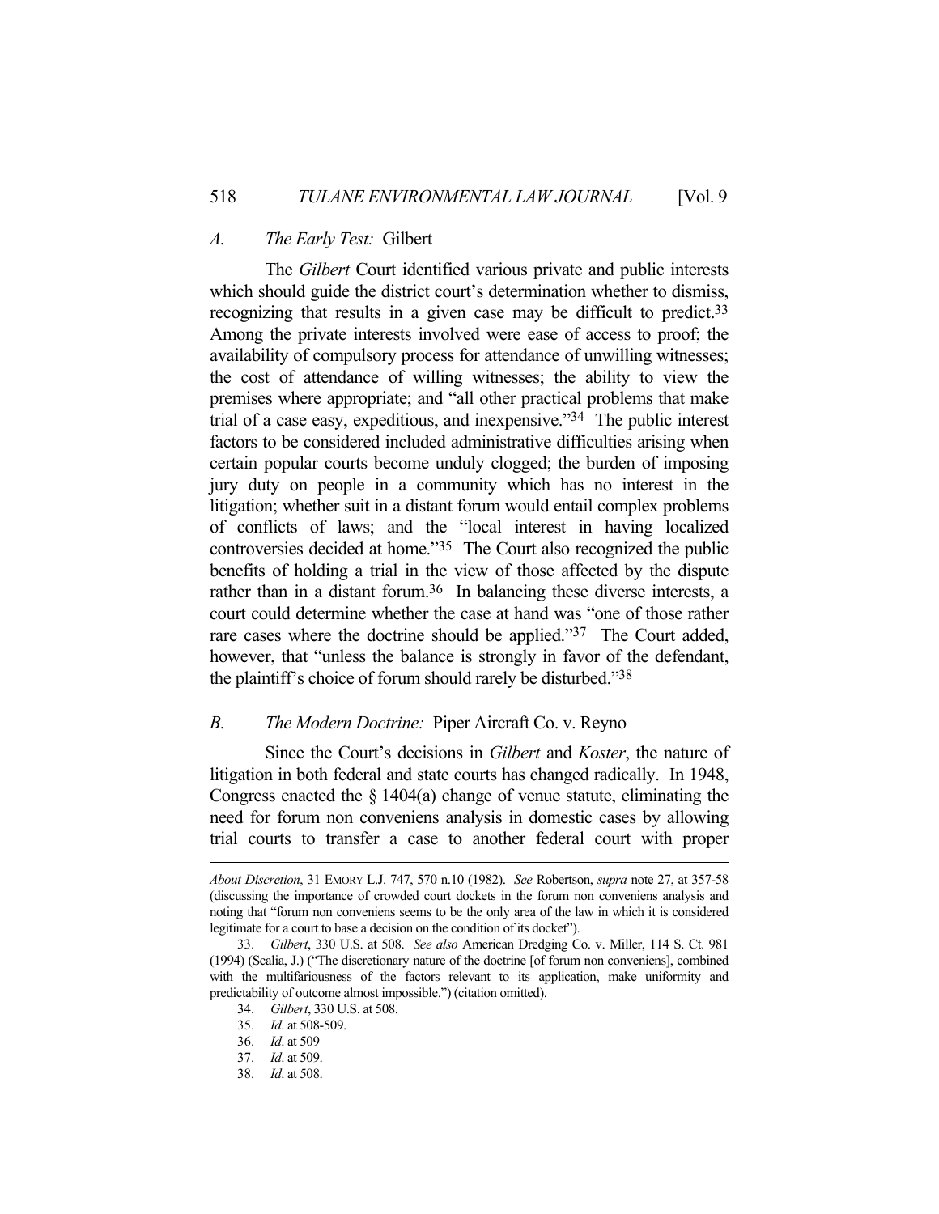### *A. The Early Test:* Gilbert

The *Gilbert* Court identified various private and public interests which should guide the district court's determination whether to dismiss, recognizing that results in a given case may be difficult to predict.[33] Among the private interests involved were ease of access to proof; the availability of compulsory process for attendance of unwilling witnesses; the cost of attendance of willing witnesses; the ability to view the premises where appropriate; and "all other practical problems that make trial of a case easy, expeditious, and inexpensive."[34] The public interest factors to be considered included administrative difficulties arising when certain popular courts become unduly clogged; the burden of imposing jury duty on people in a community which has no interest in the litigation; whether suit in a distant forum would entail complex problems of conflicts of laws; and the "local interest in having localized controversies decided at home."[35] The Court also recognized the public benefits of holding a trial in the view of those affected by the dispute rather than in a distant forum.[36] In balancing these diverse interests, a court could determine whether the case at hand was "one of those rather rare cases where the doctrine should be applied."[37] The Court added, however, that "unless the balance is strongly in favor of the defendant, the plaintiff's choice of forum should rarely be disturbed."[38]

### *B. The Modern Doctrine:* Piper Aircraft Co. v. Reyno

Since the Court's decisions in *Gilbert* and *Koster*, the nature of litigation in both federal and state courts has changed radically. In 1948, Congress enacted the § 1404(a) change of venue statute, eliminating the need for forum non conveniens analysis in domestic cases by allowing trial courts to transfer a case to another federal court with proper

---

*About Discretion*, 31 EMORY L.J. 747, 570 n.10 (1982). *See* Robertson, *supra* note 27, at 357-58 (discussing the importance of crowded court dockets in the forum non conveniens analysis and noting that "forum non conveniens seems to be the only area of the law in which it is considered legitimate for a court to base a decision on the condition of its docket").

33. *Gilbert*, 330 U.S. at 508. *See also* American Dredging Co. v. Miller, 114 S. Ct. 981 (1994) (Scalia, J.) ("The discretionary nature of the doctrine [of forum non conveniens], combined with the multifariousness of the factors relevant to its application, make uniformity and predictability of outcome almost impossible.") (citation omitted).

34. *Gilbert*, 330 U.S. at 508.

35. *Id*. at 508-509.

36. *Id*. at 509

37. *Id*. at 509.

38. *Id*. at 508.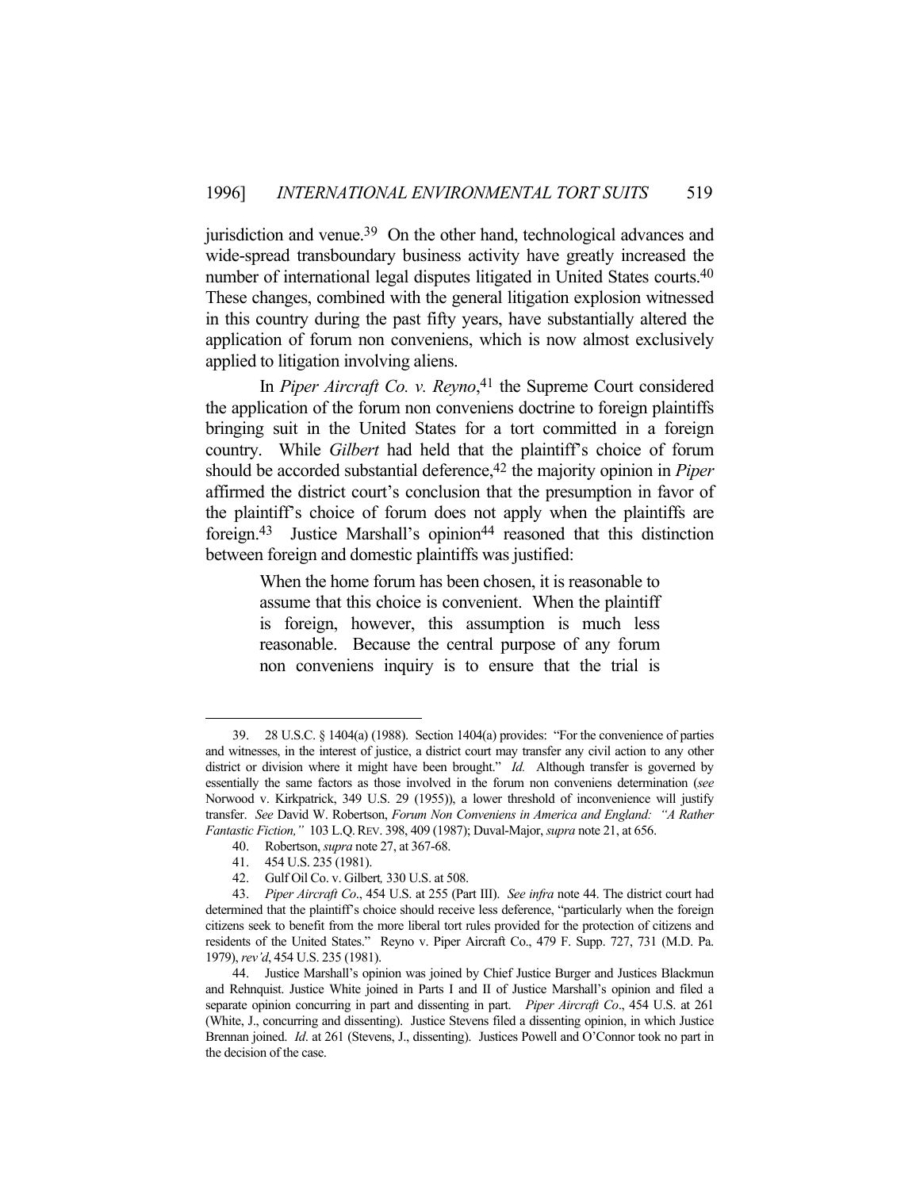jurisdiction and venue.[39] On the other hand, technological advances and wide-spread transboundary business activity have greatly increased the number of international legal disputes litigated in United States courts.[40] These changes, combined with the general litigation explosion witnessed in this country during the past fifty years, have substantially altered the application of forum non conveniens, which is now almost exclusively applied to litigation involving aliens.

In *Piper Aircraft Co. v. Reyno*,[41] the Supreme Court considered the application of the forum non conveniens doctrine to foreign plaintiffs bringing suit in the United States for a tort committed in a foreign country. While *Gilbert* had held that the plaintiff's choice of forum should be accorded substantial deference,[42] the majority opinion in *Piper* affirmed the district court's conclusion that the presumption in favor of the plaintiff's choice of forum does not apply when the plaintiffs are foreign.[43] Justice Marshall's opinion[44] reasoned that this distinction between foreign and domestic plaintiffs was justified:

> When the home forum has been chosen, it is reasonable to assume that this choice is convenient. When the plaintiff is foreign, however, this assumption is much less reasonable. Because the central purpose of any forum non conveniens inquiry is to ensure that the trial is

---

39. 28 U.S.C. § 1404(a) (1988). Section 1404(a) provides: "For the convenience of parties and witnesses, in the interest of justice, a district court may transfer any civil action to any other district or division where it might have been brought." *Id.* Although transfer is governed by essentially the same factors as those involved in the forum non conveniens determination (*see* Norwood v. Kirkpatrick, 349 U.S. 29 (1955)), a lower threshold of inconvenience will justify transfer. *See* David W. Robertson, *Forum Non Conveniens in America and England: "A Rather Fantastic Fiction,"* 103 L.Q. REV. 398, 409 (1987); Duval-Major, *supra* note 21, at 656.

40. Robertson, *supra* note 27, at 367-68.

41. 454 U.S. 235 (1981).

42. Gulf Oil Co. v. Gilbert*,* 330 U.S. at 508.

43. *Piper Aircraft Co*., 454 U.S. at 255 (Part III). *See infra* note 44. The district court had determined that the plaintiff's choice should receive less deference, "particularly when the foreign citizens seek to benefit from the more liberal tort rules provided for the protection of citizens and residents of the United States." Reyno v. Piper Aircraft Co., 479 F. Supp. 727, 731 (M.D. Pa. 1979), *rev'd*, 454 U.S. 235 (1981).

44. Justice Marshall's opinion was joined by Chief Justice Burger and Justices Blackmun and Rehnquist. Justice White joined in Parts I and II of Justice Marshall's opinion and filed a separate opinion concurring in part and dissenting in part. *Piper Aircraft Co*., 454 U.S. at 261 (White, J., concurring and dissenting). Justice Stevens filed a dissenting opinion, in which Justice Brennan joined. *Id*. at 261 (Stevens, J., dissenting). Justices Powell and O'Connor took no part in the decision of the case.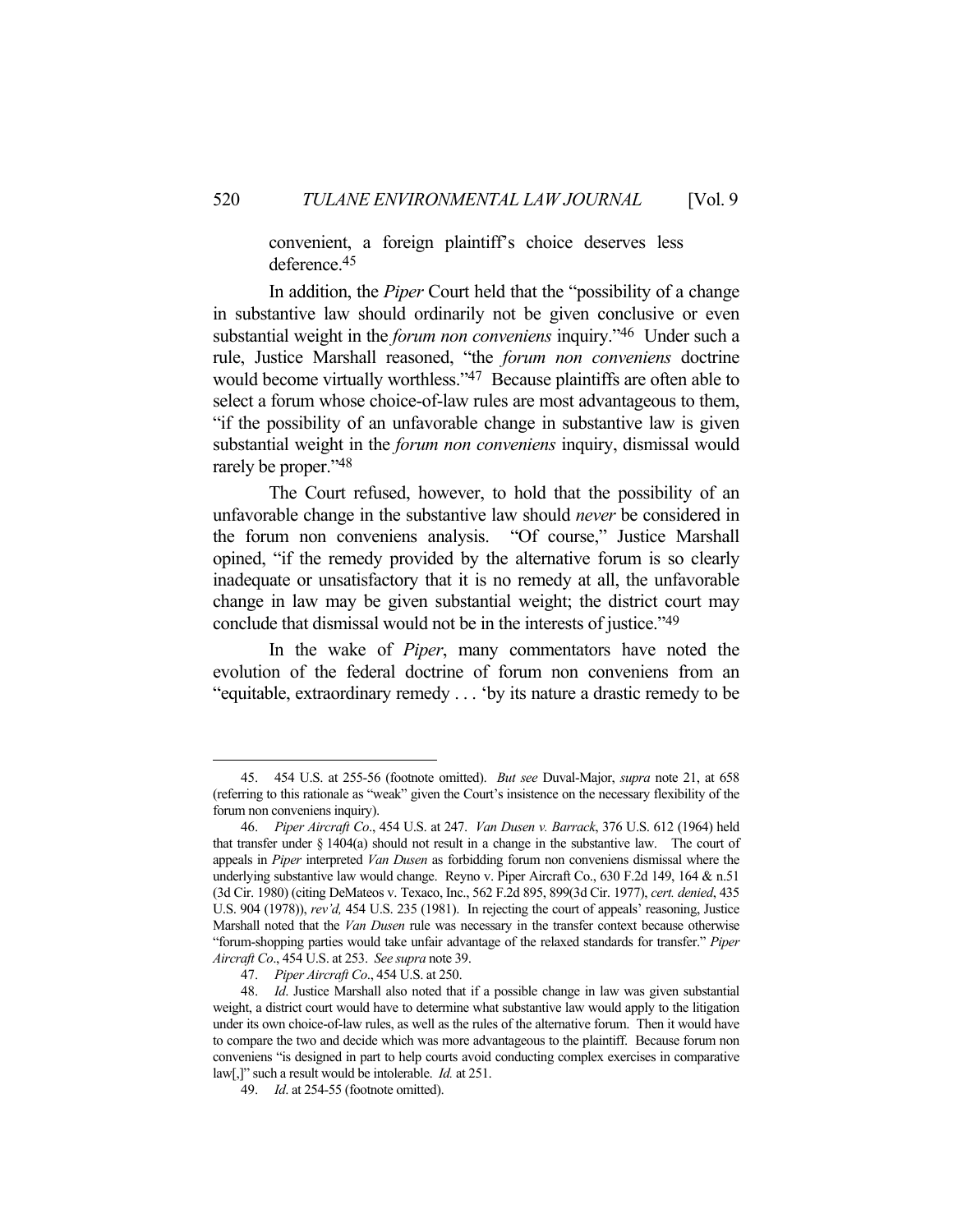convenient, a foreign plaintiff's choice deserves less deference.[45]

In addition, the *Piper* Court held that the "possibility of a change in substantive law should ordinarily not be given conclusive or even substantial weight in the *forum non conveniens* inquiry."[46] Under such a rule, Justice Marshall reasoned, "the *forum non conveniens* doctrine would become virtually worthless."[47] Because plaintiffs are often able to select a forum whose choice-of-law rules are most advantageous to them, "if the possibility of an unfavorable change in substantive law is given substantial weight in the *forum non conveniens* inquiry, dismissal would rarely be proper."[48]

The Court refused, however, to hold that the possibility of an unfavorable change in the substantive law should *never* be considered in the forum non conveniens analysis. "Of course," Justice Marshall opined, "if the remedy provided by the alternative forum is so clearly inadequate or unsatisfactory that it is no remedy at all, the unfavorable change in law may be given substantial weight; the district court may conclude that dismissal would not be in the interests of justice."[49]

In the wake of *Piper*, many commentators have noted the evolution of the federal doctrine of forum non conveniens from an "equitable, extraordinary remedy . . . 'by its nature a drastic remedy to be

---

45. 454 U.S. at 255-56 (footnote omitted). *But see* Duval-Major, *supra* note 21, at 658 (referring to this rationale as "weak" given the Court's insistence on the necessary flexibility of the forum non conveniens inquiry).

46. *Piper Aircraft Co*., 454 U.S. at 247. *Van Dusen v. Barrack*, 376 U.S. 612 (1964) held that transfer under § 1404(a) should not result in a change in the substantive law. The court of appeals in *Piper* interpreted *Van Dusen* as forbidding forum non conveniens dismissal where the underlying substantive law would change. Reyno v. Piper Aircraft Co., 630 F.2d 149, 164 & n.51 (3d Cir. 1980) (citing DeMateos v. Texaco, Inc., 562 F.2d 895, 899(3d Cir. 1977), *cert. denied*, 435 U.S. 904 (1978)), *rev'd,* 454 U.S. 235 (1981). In rejecting the court of appeals' reasoning, Justice Marshall noted that the *Van Dusen* rule was necessary in the transfer context because otherwise "forum-shopping parties would take unfair advantage of the relaxed standards for transfer." *Piper Aircraft Co*., 454 U.S. at 253. *See supra* note 39.

47. *Piper Aircraft Co*., 454 U.S. at 250.

48. *Id*. Justice Marshall also noted that if a possible change in law was given substantial weight, a district court would have to determine what substantive law would apply to the litigation under its own choice-of-law rules, as well as the rules of the alternative forum. Then it would have to compare the two and decide which was more advantageous to the plaintiff. Because forum non conveniens "is designed in part to help courts avoid conducting complex exercises in comparative law[,]" such a result would be intolerable. *Id.* at 251.

49. *Id*. at 254-55 (footnote omitted).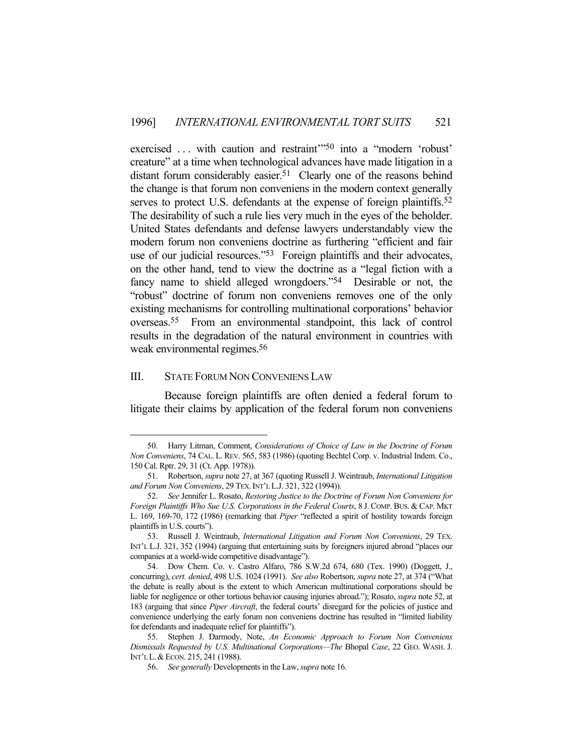exercised . . . with caution and restraint'"[50] into a "modern 'robust' creature" at a time when technological advances have made litigation in a distant forum considerably easier.[51] Clearly one of the reasons behind the change is that forum non conveniens in the modern context generally serves to protect U.S. defendants at the expense of foreign plaintiffs.[52] The desirability of such a rule lies very much in the eyes of the beholder. United States defendants and defense lawyers understandably view the modern forum non conveniens doctrine as furthering "efficient and fair use of our judicial resources."[53] Foreign plaintiffs and their advocates, on the other hand, tend to view the doctrine as a "legal fiction with a fancy name to shield alleged wrongdoers."[54] Desirable or not, the "robust" doctrine of forum non conveniens removes one of the only existing mechanisms for controlling multinational corporations' behavior overseas.[55] From an environmental standpoint, this lack of control results in the degradation of the natural environment in countries with weak environmental regimes.[56]

## III. STATE FORUM NON CONVENIENS LAW

Because foreign plaintiffs are often denied a federal forum to litigate their claims by application of the federal forum non conveniens

---

50. Harry Litman, Comment, *Considerations of Choice of Law in the Doctrine of Forum Non Conveniens*, 74 CAL. L. REV. 565, 583 (1986) (quoting Bechtel Corp. v. Industrial Indem. Co., 150 Cal. Rptr. 29, 31 (Ct. App. 1978)).

51. Robertson, *supra* note 27, at 367 (quoting Russell J. Weintraub, *International Litigation and Forum Non Conveniens*, 29 TEX. INT'L L.J. 321, 322 (1994)).

52. *See* Jennifer L. Rosato, *Restoring Justice to the Doctrine of Forum Non Conveniens for Foreign Plaintiffs Who Sue U.S. Corporations in the Federal Courts*, 8 J. COMP. BUS. & CAP. MKT L. 169, 169-70, 172 (1986) (remarking that *Piper* "reflected a spirit of hostility towards foreign plaintiffs in U.S. courts").

53. Russell J. Weintraub, *International Litigation and Forum Non Conveniens*, 29 TEX. INT'L L.J. 321, 352 (1994) (arguing that entertaining suits by foreigners injured abroad "places our companies at a world-wide competitive disadvantage").

54. Dow Chem. Co. v. Castro Alfaro, 786 S.W.2d 674, 680 (Tex. 1990) (Doggett, J., concurring), *cert. denied*, 498 U.S. 1024 (1991). *See also* Robertson, *supra* note 27, at 374 ("What the debate is really about is the extent to which American multinational corporations should be liable for negligence or other tortious behavior causing injuries abroad."); Rosato, *supra* note 52, at 183 (arguing that since *Piper Aircraft*, the federal courts' disregard for the policies of justice and convenience underlying the early forum non conveniens doctrine has resulted in "limited liability for defendants and inadequate relief for plaintiffs").

55. Stephen J. Darmody, Note, *An Economic Approach to Forum Non Conveniens Dismissals Requested by U.S. Multinational Corporations—The* Bhopal *Case*, 22 GEO. WASH. J. INT'L L. & ECON. 215, 241 (1988).

56. *See generally* Developments in the Law, *supra* note 16.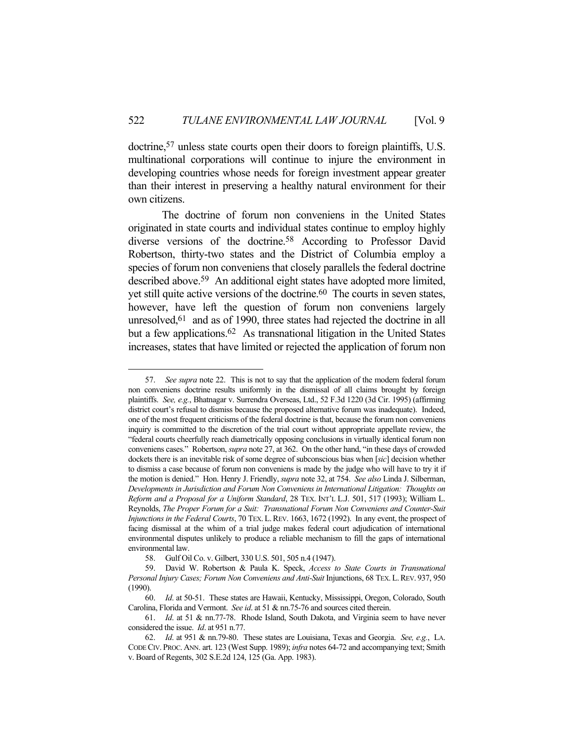doctrine,[57] unless state courts open their doors to foreign plaintiffs, U.S. multinational corporations will continue to injure the environment in developing countries whose needs for foreign investment appear greater than their interest in preserving a healthy natural environment for their own citizens.

The doctrine of forum non conveniens in the United States originated in state courts and individual states continue to employ highly diverse versions of the doctrine.[58] According to Professor David Robertson, thirty-two states and the District of Columbia employ a species of forum non conveniens that closely parallels the federal doctrine described above.[59] An additional eight states have adopted more limited, yet still quite active versions of the doctrine.[60] The courts in seven states, however, have left the question of forum non conveniens largely unresolved,[61] and as of 1990, three states had rejected the doctrine in all but a few applications.[62] As transnational litigation in the United States increases, states that have limited or rejected the application of forum non

---

57. *See supra* note 22. This is not to say that the application of the modern federal forum non conveniens doctrine results uniformly in the dismissal of all claims brought by foreign plaintiffs. *See, e.g.*, Bhatnagar v. Surrendra Overseas, Ltd., 52 F.3d 1220 (3d Cir. 1995) (affirming district court's refusal to dismiss because the proposed alternative forum was inadequate). Indeed, one of the most frequent criticisms of the federal doctrine is that, because the forum non conveniens inquiry is committed to the discretion of the trial court without appropriate appellate review, the "federal courts cheerfully reach diametrically opposing conclusions in virtually identical forum non conveniens cases." Robertson, *supra* note 27, at 362. On the other hand, "in these days of crowded dockets there is an inevitable risk of some degree of subconscious bias when [*sic*] decision whether to dismiss a case because of forum non conveniens is made by the judge who will have to try it if the motion is denied." Hon. Henry J. Friendly, *supra* note 32, at 754. *See also* Linda J. Silberman, *Developments in Jurisdiction and Forum Non Conveniens in International Litigation: Thoughts on Reform and a Proposal for a Uniform Standard*, 28 TEX. INT'L L.J. 501, 517 (1993); William L. Reynolds, *The Proper Forum for a Suit: Transnational Forum Non Conveniens and Counter-Suit Injunctions in the Federal Courts*, 70 TEX. L. REV. 1663, 1672 (1992). In any event, the prospect of facing dismissal at the whim of a trial judge makes federal court adjudication of international environmental disputes unlikely to produce a reliable mechanism to fill the gaps of international environmental law.

58. Gulf Oil Co. v. Gilbert, 330 U.S. 501, 505 n.4 (1947).

59. David W. Robertson & Paula K. Speck, *Access to State Courts in Transnational Personal Injury Cases; Forum Non Conveniens and Anti-Suit* Injunctions, 68 TEX. L. REV. 937, 950 (1990).

60. *Id*. at 50-51. These states are Hawaii, Kentucky, Mississippi, Oregon, Colorado, South Carolina, Florida and Vermont. *See id*. at 51 & nn.75-76 and sources cited therein.

61. *Id*. at 51 & nn.77-78. Rhode Island, South Dakota, and Virginia seem to have never considered the issue. *Id*. at 951 n.77.

62. *Id*. at 951 & nn.79-80. These states are Louisiana, Texas and Georgia. *See, e.g.*, LA. CODE CIV. PROC. ANN. art. 123 (West Supp. 1989); *infra* notes 64-72 and accompanying text; Smith v. Board of Regents, 302 S.E.2d 124, 125 (Ga. App. 1983).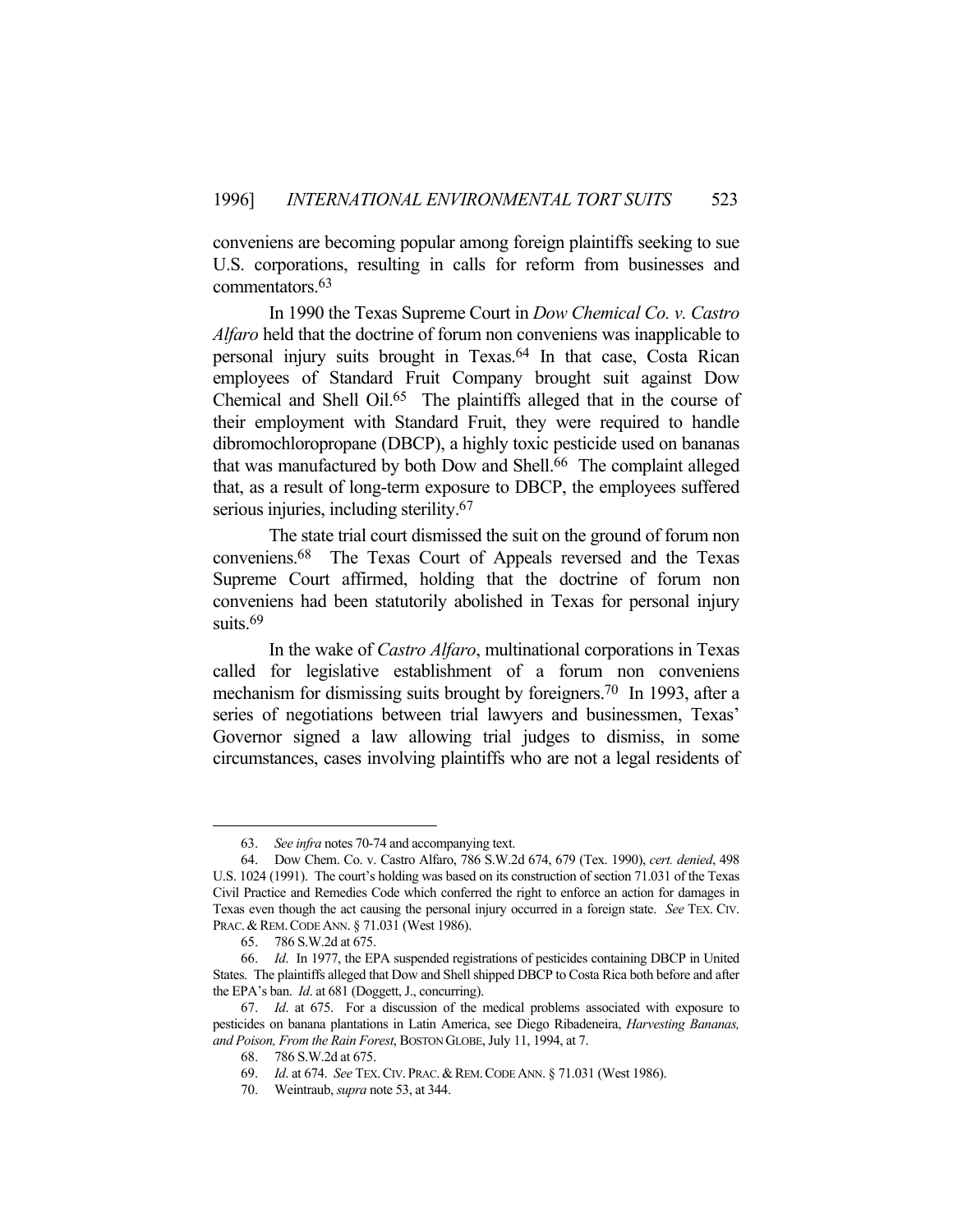conveniens are becoming popular among foreign plaintiffs seeking to sue U.S. corporations, resulting in calls for reform from businesses and commentators.[63]

In 1990 the Texas Supreme Court in *Dow Chemical Co. v. Castro Alfaro* held that the doctrine of forum non conveniens was inapplicable to personal injury suits brought in Texas.[64] In that case, Costa Rican employees of Standard Fruit Company brought suit against Dow Chemical and Shell Oil.[65] The plaintiffs alleged that in the course of their employment with Standard Fruit, they were required to handle dibromochloropropane (DBCP), a highly toxic pesticide used on bananas that was manufactured by both Dow and Shell.[66] The complaint alleged that, as a result of long-term exposure to DBCP, the employees suffered serious injuries, including sterility.[67]

The state trial court dismissed the suit on the ground of forum non conveniens.[68] The Texas Court of Appeals reversed and the Texas Supreme Court affirmed, holding that the doctrine of forum non conveniens had been statutorily abolished in Texas for personal injury suits.[69]

In the wake of *Castro Alfaro*, multinational corporations in Texas called for legislative establishment of a forum non conveniens mechanism for dismissing suits brought by foreigners.[70] In 1993, after a series of negotiations between trial lawyers and businessmen, Texas' Governor signed a law allowing trial judges to dismiss, in some circumstances, cases involving plaintiffs who are not a legal residents of

---

63. *See infra* notes 70-74 and accompanying text.

64. Dow Chem. Co. v. Castro Alfaro, 786 S.W.2d 674, 679 (Tex. 1990), *cert. denied*, 498 U.S. 1024 (1991). The court's holding was based on its construction of section 71.031 of the Texas Civil Practice and Remedies Code which conferred the right to enforce an action for damages in Texas even though the act causing the personal injury occurred in a foreign state. *See* TEX. CIV. PRAC. & REM. CODE ANN. § 71.031 (West 1986).

65. 786 S.W.2d at 675.

66. *Id*. In 1977, the EPA suspended registrations of pesticides containing DBCP in United States. The plaintiffs alleged that Dow and Shell shipped DBCP to Costa Rica both before and after the EPA's ban. *Id*. at 681 (Doggett, J., concurring).

67. *Id*. at 675. For a discussion of the medical problems associated with exposure to pesticides on banana plantations in Latin America, see Diego Ribadeneira, *Harvesting Bananas, and Poison, From the Rain Forest*, BOSTON GLOBE, July 11, 1994, at 7.

68. 786 S.W.2d at 675.

69. *Id*. at 674. *See* TEX. CIV. PRAC. & REM. CODE ANN. § 71.031 (West 1986).

70. Weintraub, *supra* note 53, at 344.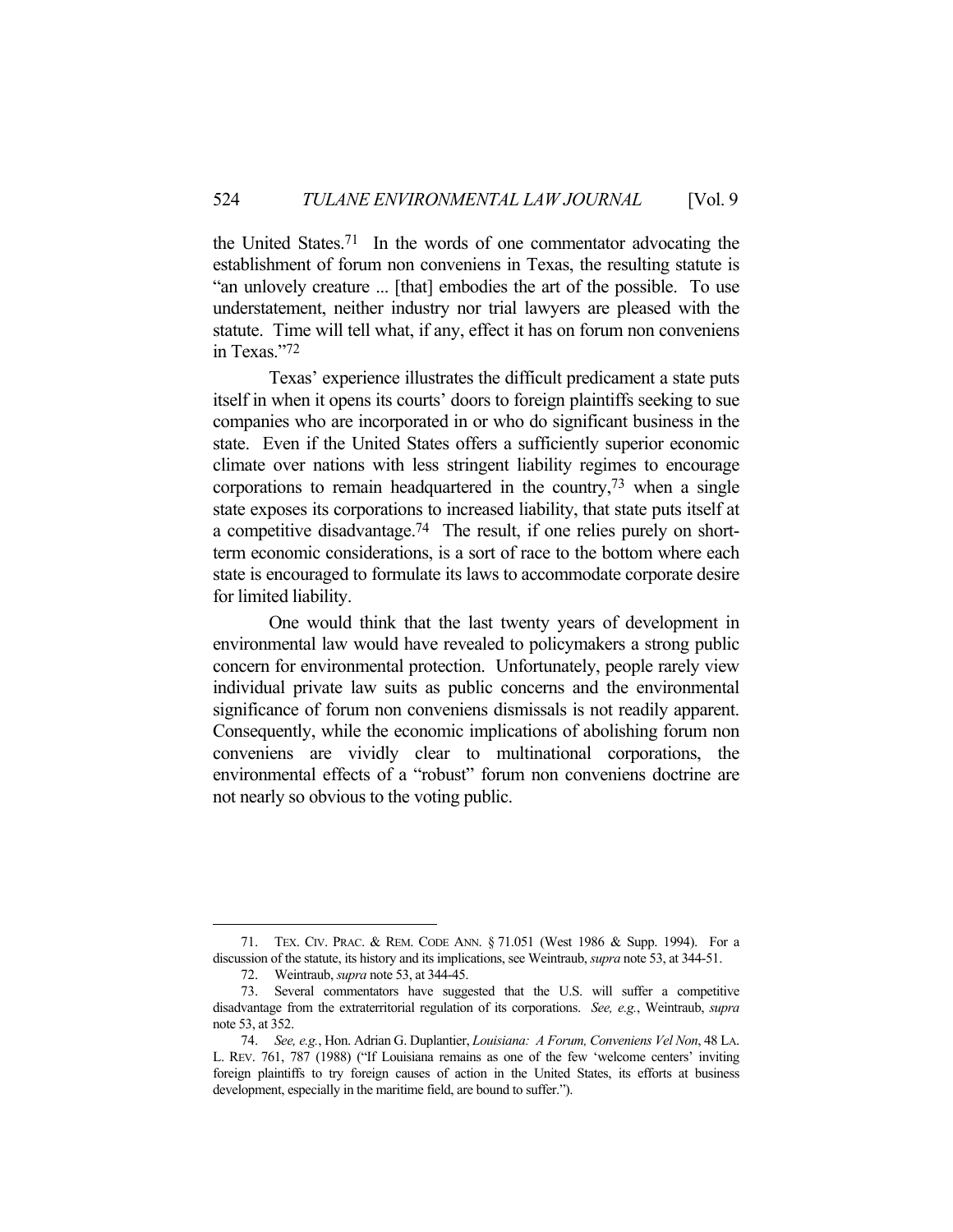the United States.[71] In the words of one commentator advocating the establishment of forum non conveniens in Texas, the resulting statute is "an unlovely creature ... [that] embodies the art of the possible. To use understatement, neither industry nor trial lawyers are pleased with the statute. Time will tell what, if any, effect it has on forum non conveniens in Texas."[72]

Texas' experience illustrates the difficult predicament a state puts itself in when it opens its courts' doors to foreign plaintiffs seeking to sue companies who are incorporated in or who do significant business in the state. Even if the United States offers a sufficiently superior economic climate over nations with less stringent liability regimes to encourage corporations to remain headquartered in the country,[73] when a single state exposes its corporations to increased liability, that state puts itself at a competitive disadvantage.[74] The result, if one relies purely on short-term economic considerations, is a sort of race to the bottom where each state is encouraged to formulate its laws to accommodate corporate desire for limited liability.

One would think that the last twenty years of development in environmental law would have revealed to policymakers a strong public concern for environmental protection. Unfortunately, people rarely view individual private law suits as public concerns and the environmental significance of forum non conveniens dismissals is not readily apparent. Consequently, while the economic implications of abolishing forum non conveniens are vividly clear to multinational corporations, the environmental effects of a "robust" forum non conveniens doctrine are not nearly so obvious to the voting public.

---

71. TEX. CIV. PRAC. & REM. CODE ANN. § 71.051 (West 1986 & Supp. 1994). For a discussion of the statute, its history and its implications, see Weintraub, *supra* note 53, at 344-51.

72. Weintraub, *supra* note 53, at 344-45.

73. Several commentators have suggested that the U.S. will suffer a competitive disadvantage from the extraterritorial regulation of its corporations. *See, e.g.*, Weintraub, *supra* note 53, at 352.

74. *See, e.g.*, Hon. Adrian G. Duplantier, *Louisiana: A Forum, Conveniens Vel Non*, 48 LA. L. REV. 761, 787 (1988) ("If Louisiana remains as one of the few 'welcome centers' inviting foreign plaintiffs to try foreign causes of action in the United States, its efforts at business development, especially in the maritime field, are bound to suffer.").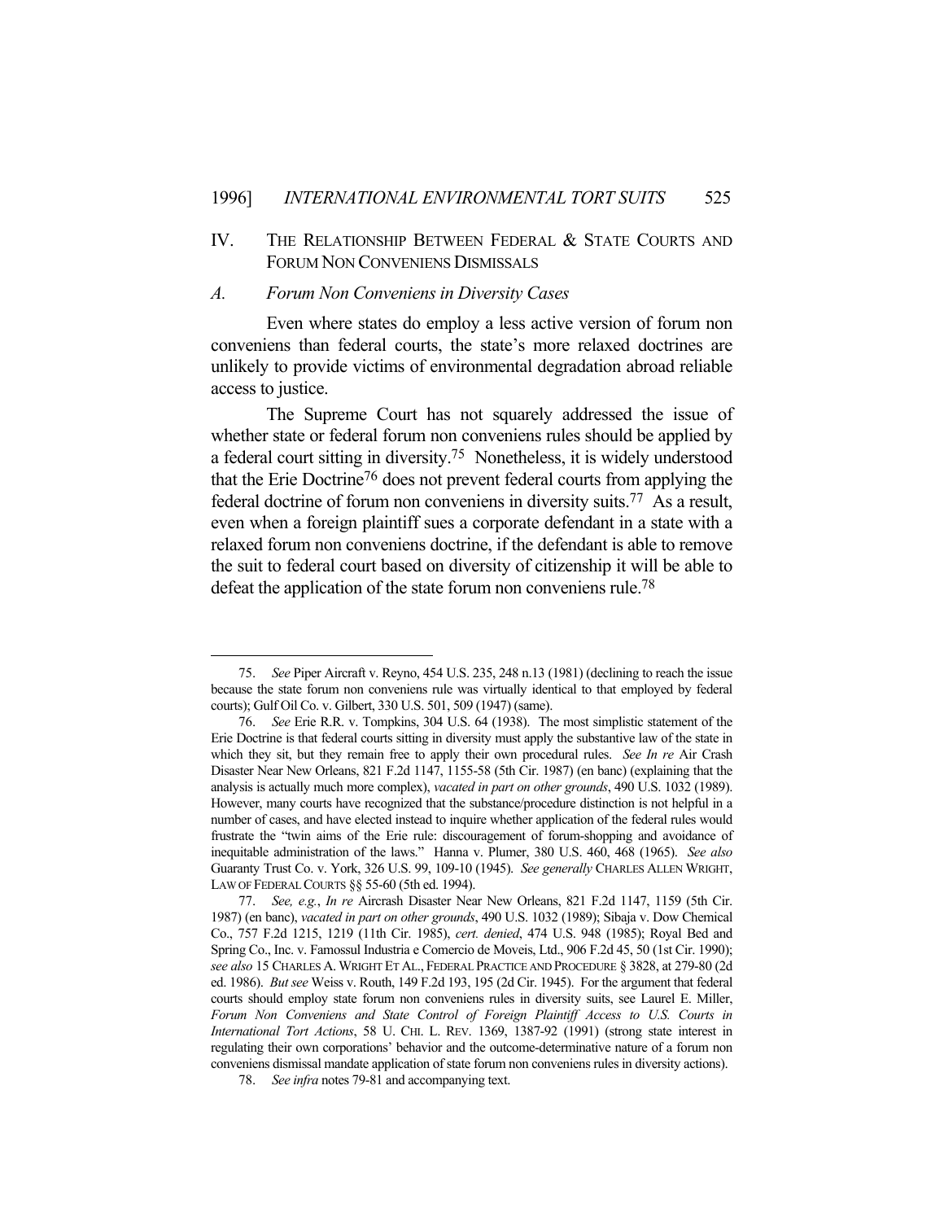## IV. The Relationship Between Federal & State Courts and Forum Non Conveniens Dismissals

### *A. Forum Non Conveniens in Diversity Cases*

Even where states do employ a less active version of forum non conveniens than federal courts, the state's more relaxed doctrines are unlikely to provide victims of environmental degradation abroad reliable access to justice.

The Supreme Court has not squarely addressed the issue of whether state or federal forum non conveniens rules should be applied by a federal court sitting in diversity.[75] Nonetheless, it is widely understood that the Erie Doctrine[76] does not prevent federal courts from applying the federal doctrine of forum non conveniens in diversity suits.[77] As a result, even when a foreign plaintiff sues a corporate defendant in a state with a relaxed forum non conveniens doctrine, if the defendant is able to remove the suit to federal court based on diversity of citizenship it will be able to defeat the application of the state forum non conveniens rule.[78]

---

75. *See* Piper Aircraft v. Reyno, 454 U.S. 235, 248 n.13 (1981) (declining to reach the issue because the state forum non conveniens rule was virtually identical to that employed by federal courts); Gulf Oil Co. v. Gilbert, 330 U.S. 501, 509 (1947) (same).

76. *See* Erie R.R. v. Tompkins, 304 U.S. 64 (1938). The most simplistic statement of the Erie Doctrine is that federal courts sitting in diversity must apply the substantive law of the state in which they sit, but they remain free to apply their own procedural rules. *See In re* Air Crash Disaster Near New Orleans, 821 F.2d 1147, 1155-58 (5th Cir. 1987) (en banc) (explaining that the analysis is actually much more complex), *vacated in part on other grounds*, 490 U.S. 1032 (1989). However, many courts have recognized that the substance/procedure distinction is not helpful in a number of cases, and have elected instead to inquire whether application of the federal rules would frustrate the "twin aims of the Erie rule: discouragement of forum-shopping and avoidance of inequitable administration of the laws." Hanna v. Plumer, 380 U.S. 460, 468 (1965). *See also* Guaranty Trust Co. v. York, 326 U.S. 99, 109-10 (1945). *See generally* Charles Allen Wright, Law of Federal Courts §§ 55-60 (5th ed. 1994).

77. *See, e.g.*, *In re* Aircrash Disaster Near New Orleans, 821 F.2d 1147, 1159 (5th Cir. 1987) (en banc), *vacated in part on other grounds*, 490 U.S. 1032 (1989); Sibaja v. Dow Chemical Co., 757 F.2d 1215, 1219 (11th Cir. 1985), *cert. denied*, 474 U.S. 948 (1985); Royal Bed and Spring Co., Inc. v. Famossul Industria e Comercio de Moveis, Ltd., 906 F.2d 45, 50 (1st Cir. 1990); *see also* 15 Charles A. Wright et al., Federal Practice and Procedure § 3828, at 279-80 (2d ed. 1986). *But see* Weiss v. Routh, 149 F.2d 193, 195 (2d Cir. 1945). For the argument that federal courts should employ state forum non conveniens rules in diversity suits, see Laurel E. Miller, *Forum Non Conveniens and State Control of Foreign Plaintiff Access to U.S. Courts in International Tort Actions*, 58 U. Chi. L. Rev. 1369, 1387-92 (1991) (strong state interest in regulating their own corporations' behavior and the outcome-determinative nature of a forum non conveniens dismissal mandate application of state forum non conveniens rules in diversity actions).

78. *See infra* notes 79-81 and accompanying text.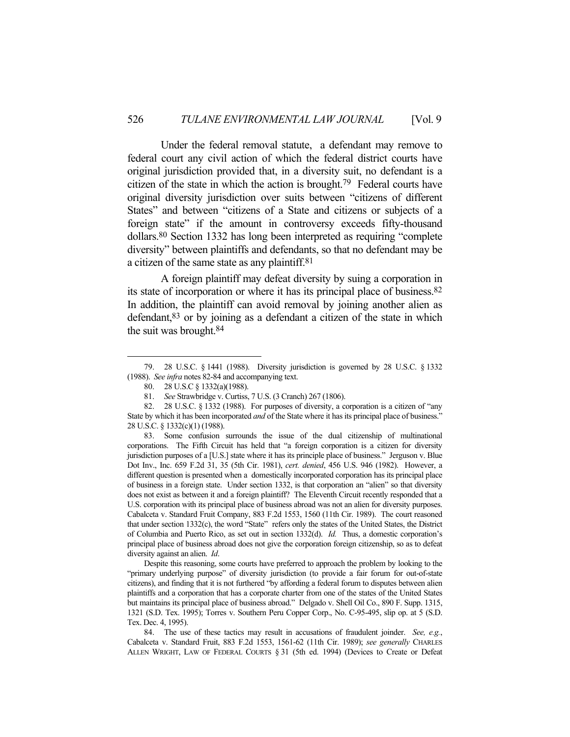Under the federal removal statute, a defendant may remove to federal court any civil action of which the federal district courts have original jurisdiction provided that, in a diversity suit, no defendant is a citizen of the state in which the action is brought.[79] Federal courts have original diversity jurisdiction over suits between "citizens of different States" and between "citizens of a State and citizens or subjects of a foreign state" if the amount in controversy exceeds fifty-thousand dollars.[80] Section 1332 has long been interpreted as requiring "complete diversity" between plaintiffs and defendants, so that no defendant may be a citizen of the same state as any plaintiff.[81]

A foreign plaintiff may defeat diversity by suing a corporation in its state of incorporation or where it has its principal place of business.[82] In addition, the plaintiff can avoid removal by joining another alien as defendant,[83] or by joining as a defendant a citizen of the state in which the suit was brought.[84]

---

79. 28 U.S.C. § 1441 (1988). Diversity jurisdiction is governed by 28 U.S.C. § 1332 (1988). *See infra* notes 82-84 and accompanying text.

80. 28 U.S.C § 1332(a)(1988).

81. *See* Strawbridge v. Curtiss, 7 U.S. (3 Cranch) 267 (1806).

82. 28 U.S.C. § 1332 (1988). For purposes of diversity, a corporation is a citizen of "any State by which it has been incorporated *and* of the State where it has its principal place of business." 28 U.S.C. § 1332(c)(1) (1988).

83. Some confusion surrounds the issue of the dual citizenship of multinational corporations. The Fifth Circuit has held that "a foreign corporation is a citizen for diversity jurisdiction purposes of a [U.S.] state where it has its principle place of business." Jerguson v. Blue Dot Inv., Inc. 659 F.2d 31, 35 (5th Cir. 1981), *cert. denied*, 456 U.S. 946 (1982). However, a different question is presented when a domestically incorporated corporation has its principal place of business in a foreign state. Under section 1332, is that corporation an "alien" so that diversity does not exist as between it and a foreign plaintiff? The Eleventh Circuit recently responded that a U.S. corporation with its principal place of business abroad was not an alien for diversity purposes. Cabalceta v. Standard Fruit Company, 883 F.2d 1553, 1560 (11th Cir. 1989). The court reasoned that under section 1332(c), the word "State" refers only the states of the United States, the District of Columbia and Puerto Rico, as set out in section 1332(d). *Id.* Thus, a domestic corporation's principal place of business abroad does not give the corporation foreign citizenship, so as to defeat diversity against an alien. *Id*.

Despite this reasoning, some courts have preferred to approach the problem by looking to the "primary underlying purpose" of diversity jurisdiction (to provide a fair forum for out-of-state citizens), and finding that it is not furthered "by affording a federal forum to disputes between alien plaintiffs and a corporation that has a corporate charter from one of the states of the United States but maintains its principal place of business abroad." Delgado v. Shell Oil Co., 890 F. Supp. 1315, 1321 (S.D. Tex. 1995); Torres v. Southern Peru Copper Corp., No. C-95-495, slip op. at 5 (S.D. Tex. Dec. 4, 1995).

84. The use of these tactics may result in accusations of fraudulent joinder. *See, e.g.*, Cabalceta v. Standard Fruit, 883 F.2d 1553, 1561-62 (11th Cir. 1989); *see generally* CHARLES ALLEN WRIGHT, LAW OF FEDERAL COURTS § 31 (5th ed. 1994) (Devices to Create or Defeat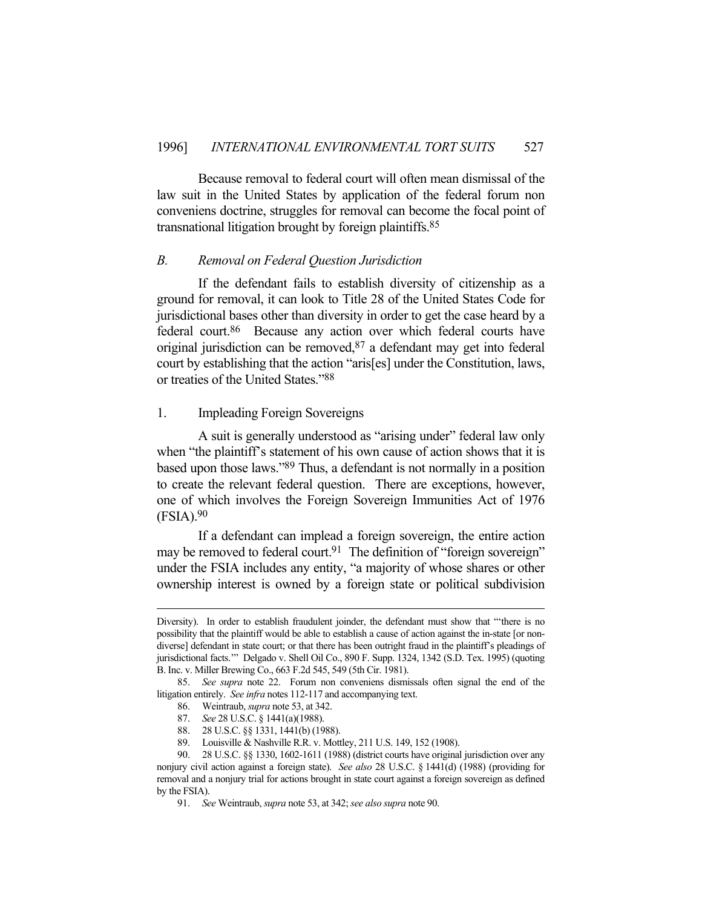Because removal to federal court will often mean dismissal of the law suit in the United States by application of the federal forum non conveniens doctrine, struggles for removal can become the focal point of transnational litigation brought by foreign plaintiffs.[85]

### *B. Removal on Federal Question Jurisdiction*

If the defendant fails to establish diversity of citizenship as a ground for removal, it can look to Title 28 of the United States Code for jurisdictional bases other than diversity in order to get the case heard by a federal court.[86] Because any action over which federal courts have original jurisdiction can be removed,[87] a defendant may get into federal court by establishing that the action "aris[es] under the Constitution, laws, or treaties of the United States."[88]

#### 1. Impleading Foreign Sovereigns

A suit is generally understood as "arising under" federal law only when "the plaintiff's statement of his own cause of action shows that it is based upon those laws."[89] Thus, a defendant is not normally in a position to create the relevant federal question. There are exceptions, however, one of which involves the Foreign Sovereign Immunities Act of 1976 (FSIA).[90]

If a defendant can implead a foreign sovereign, the entire action may be removed to federal court.[91] The definition of "foreign sovereign" under the FSIA includes any entity, "a majority of whose shares or other ownership interest is owned by a foreign state or political subdivision

---

Diversity). In order to establish fraudulent joinder, the defendant must show that "'there is no possibility that the plaintiff would be able to establish a cause of action against the in-state [or non-diverse] defendant in state court; or that there has been outright fraud in the plaintiff's pleadings of jurisdictional facts.'" Delgado v. Shell Oil Co., 890 F. Supp. 1324, 1342 (S.D. Tex. 1995) (quoting B. Inc. v. Miller Brewing Co., 663 F.2d 545, 549 (5th Cir. 1981).

85. *See supra* note 22. Forum non conveniens dismissals often signal the end of the litigation entirely. *See infra* notes 112-117 and accompanying text.

86. Weintraub, *supra* note 53, at 342.

87. *See* 28 U.S.C. § 1441(a)(1988).

88. 28 U.S.C. §§ 1331, 1441(b) (1988).

89. Louisville & Nashville R.R. v. Mottley, 211 U.S. 149, 152 (1908).

90. 28 U.S.C. §§ 1330, 1602-1611 (1988) (district courts have original jurisdiction over any nonjury civil action against a foreign state). *See also* 28 U.S.C. § 1441(d) (1988) (providing for removal and a nonjury trial for actions brought in state court against a foreign sovereign as defined by the FSIA).

91. *See* Weintraub, *supra* note 53, at 342; *see also supra* note 90.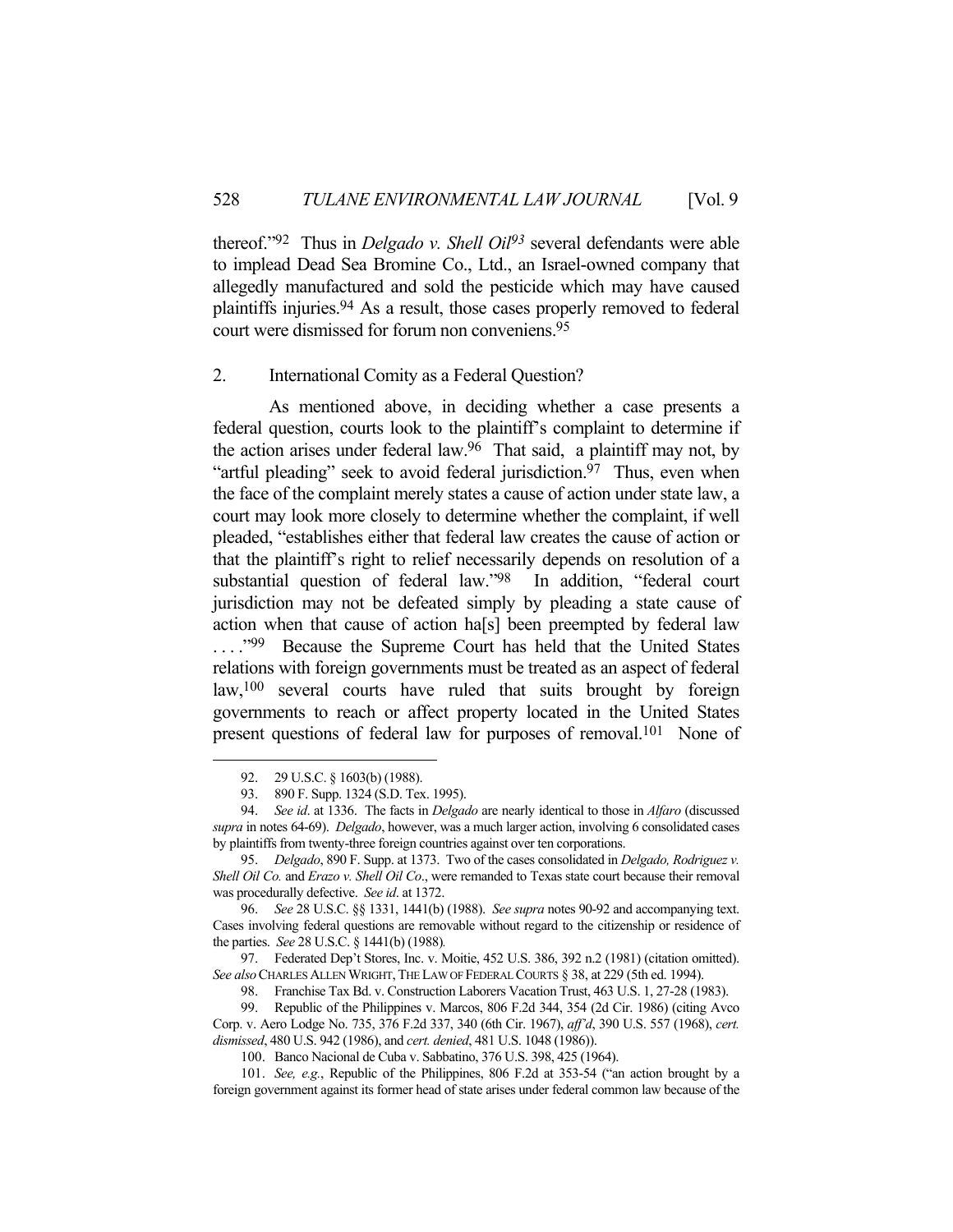thereof."[92] Thus in *Delgado v. Shell Oil*[93] several defendants were able to implead Dead Sea Bromine Co., Ltd., an Israel-owned company that allegedly manufactured and sold the pesticide which may have caused plaintiffs injuries.[94] As a result, those cases properly removed to federal court were dismissed for forum non conveniens.[95]

### 2. International Comity as a Federal Question?

As mentioned above, in deciding whether a case presents a federal question, courts look to the plaintiff's complaint to determine if the action arises under federal law.[96] That said, a plaintiff may not, by "artful pleading" seek to avoid federal jurisdiction.[97] Thus, even when the face of the complaint merely states a cause of action under state law, a court may look more closely to determine whether the complaint, if well pleaded, "establishes either that federal law creates the cause of action or that the plaintiff's right to relief necessarily depends on resolution of a substantial question of federal law."[98] In addition, "federal court jurisdiction may not be defeated simply by pleading a state cause of action when that cause of action ha[s] been preempted by federal law . . . ."[99] Because the Supreme Court has held that the United States relations with foreign governments must be treated as an aspect of federal law,[100] several courts have ruled that suits brought by foreign governments to reach or affect property located in the United States present questions of federal law for purposes of removal.[101] None of

---

92. 29 U.S.C. § 1603(b) (1988).

93. 890 F. Supp. 1324 (S.D. Tex. 1995).

94. *See id*. at 1336. The facts in *Delgado* are nearly identical to those in *Alfaro* (discussed *supra* in notes 64-69). *Delgado*, however, was a much larger action, involving 6 consolidated cases by plaintiffs from twenty-three foreign countries against over ten corporations.

95. *Delgado*, 890 F. Supp. at 1373. Two of the cases consolidated in *Delgado, Rodriguez v. Shell Oil Co.* and *Erazo v. Shell Oil Co*., were remanded to Texas state court because their removal was procedurally defective. *See id*. at 1372.

96. *See* 28 U.S.C. §§ 1331, 1441(b) (1988). *See supra* notes 90-92 and accompanying text. Cases involving federal questions are removable without regard to the citizenship or residence of the parties. *See* 28 U.S.C. § 1441(b) (1988).

97. Federated Dep't Stores, Inc. v. Moitie, 452 U.S. 386, 392 n.2 (1981) (citation omitted). *See also* CHARLES ALLEN WRIGHT, THE LAW OF FEDERAL COURTS § 38, at 229 (5th ed. 1994).

98. Franchise Tax Bd. v. Construction Laborers Vacation Trust, 463 U.S. 1, 27-28 (1983).

99. Republic of the Philippines v. Marcos, 806 F.2d 344, 354 (2d Cir. 1986) (citing Avco Corp. v. Aero Lodge No. 735, 376 F.2d 337, 340 (6th Cir. 1967), *aff'd*, 390 U.S. 557 (1968), *cert. dismissed*, 480 U.S. 942 (1986), and *cert. denied*, 481 U.S. 1048 (1986)).

100. Banco Nacional de Cuba v. Sabbatino, 376 U.S. 398, 425 (1964).

101. *See, e.g.*, Republic of the Philippines, 806 F.2d at 353-54 ("an action brought by a foreign government against its former head of state arises under federal common law because of the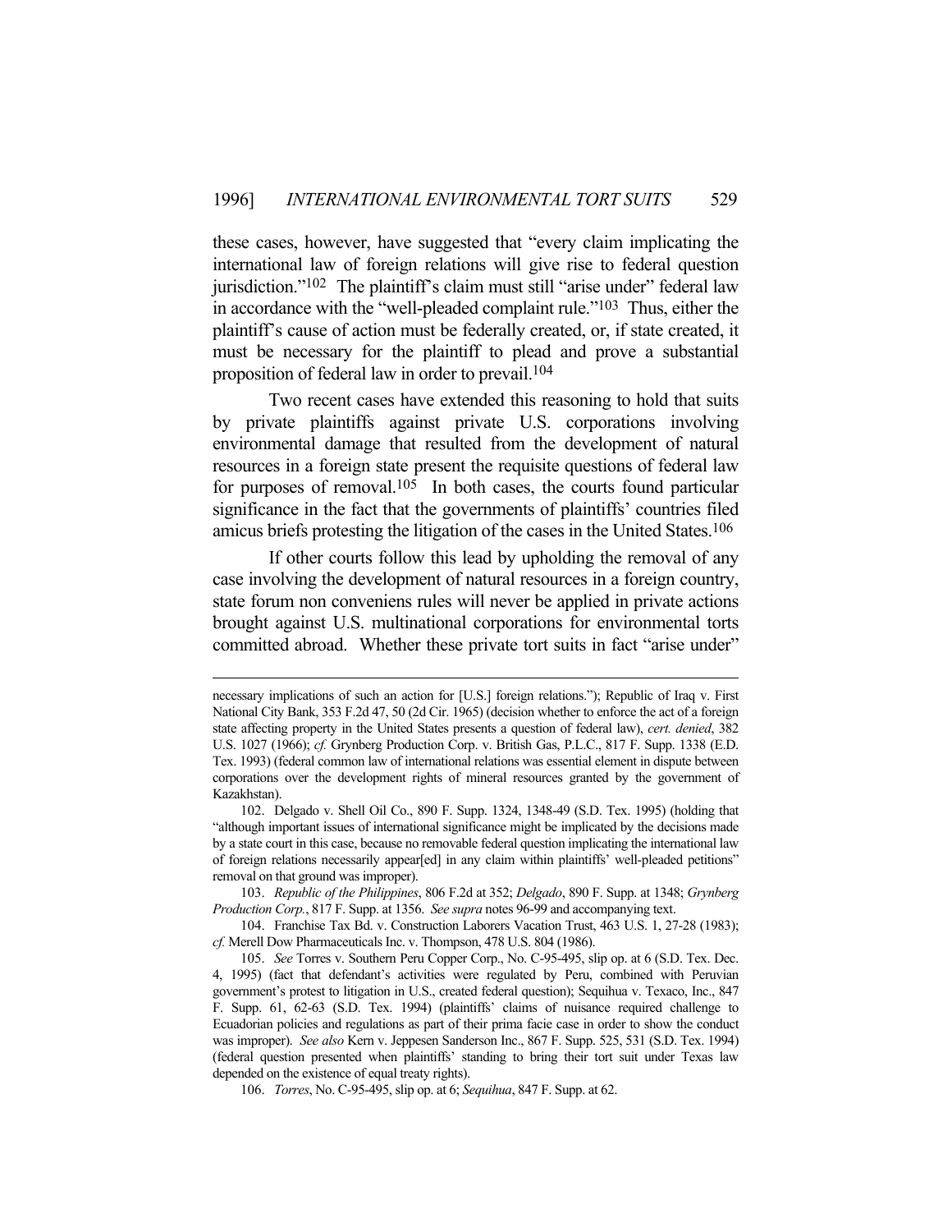these cases, however, have suggested that "every claim implicating the international law of foreign relations will give rise to federal question jurisdiction."[102] The plaintiff's claim must still "arise under" federal law in accordance with the "well-pleaded complaint rule."[103] Thus, either the plaintiff's cause of action must be federally created, or, if state created, it must be necessary for the plaintiff to plead and prove a substantial proposition of federal law in order to prevail.[104]

Two recent cases have extended this reasoning to hold that suits by private plaintiffs against private U.S. corporations involving environmental damage that resulted from the development of natural resources in a foreign state present the requisite questions of federal law for purposes of removal.[105] In both cases, the courts found particular significance in the fact that the governments of plaintiffs' countries filed amicus briefs protesting the litigation of the cases in the United States.[106]

If other courts follow this lead by upholding the removal of any case involving the development of natural resources in a foreign country, state forum non conveniens rules will never be applied in private actions brought against U.S. multinational corporations for environmental torts committed abroad. Whether these private tort suits in fact "arise under"

---

necessary implications of such an action for [U.S.] foreign relations."); Republic of Iraq v. First National City Bank, 353 F.2d 47, 50 (2d Cir. 1965) (decision whether to enforce the act of a foreign state affecting property in the United States presents a question of federal law), *cert. denied*, 382 U.S. 1027 (1966); *cf.* Grynberg Production Corp. v. British Gas, P.L.C., 817 F. Supp. 1338 (E.D. Tex. 1993) (federal common law of international relations was essential element in dispute between corporations over the development rights of mineral resources granted by the government of Kazakhstan).

102. Delgado v. Shell Oil Co., 890 F. Supp. 1324, 1348-49 (S.D. Tex. 1995) (holding that "although important issues of international significance might be implicated by the decisions made by a state court in this case, because no removable federal question implicating the international law of foreign relations necessarily appear[ed] in any claim within plaintiffs' well-pleaded petitions" removal on that ground was improper).

103. *Republic of the Philippines*, 806 F.2d at 352; *Delgado*, 890 F. Supp. at 1348; *Grynberg Production Corp.*, 817 F. Supp. at 1356. *See supra* notes 96-99 and accompanying text.

104. Franchise Tax Bd. v. Construction Laborers Vacation Trust, 463 U.S. 1, 27-28 (1983); *cf.* Merell Dow Pharmaceuticals Inc. v. Thompson, 478 U.S. 804 (1986).

105. *See* Torres v. Southern Peru Copper Corp., No. C-95-495, slip op. at 6 (S.D. Tex. Dec. 4, 1995) (fact that defendant's activities were regulated by Peru, combined with Peruvian government's protest to litigation in U.S., created federal question); Sequihua v. Texaco, Inc., 847 F. Supp. 61, 62-63 (S.D. Tex. 1994) (plaintiffs' claims of nuisance required challenge to Ecuadorian policies and regulations as part of their prima facie case in order to show the conduct was improper). *See also* Kern v. Jeppesen Sanderson Inc., 867 F. Supp. 525, 531 (S.D. Tex. 1994) (federal question presented when plaintiffs' standing to bring their tort suit under Texas law depended on the existence of equal treaty rights).

106. *Torres*, No. C-95-495, slip op. at 6; *Sequihua*, 847 F. Supp. at 62.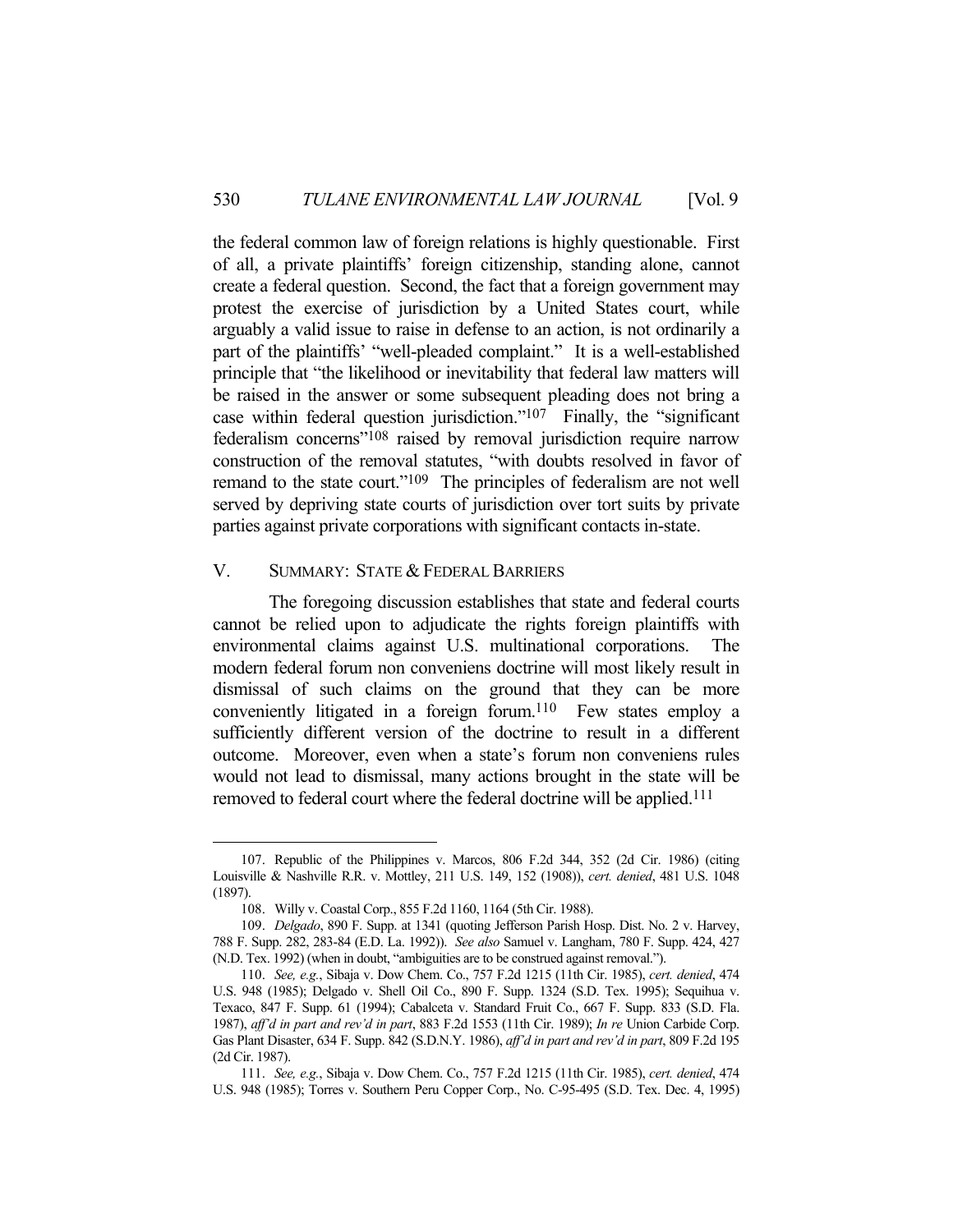the federal common law of foreign relations is highly questionable. First of all, a private plaintiffs' foreign citizenship, standing alone, cannot create a federal question. Second, the fact that a foreign government may protest the exercise of jurisdiction by a United States court, while arguably a valid issue to raise in defense to an action, is not ordinarily a part of the plaintiffs' "well-pleaded complaint." It is a well-established principle that "the likelihood or inevitability that federal law matters will be raised in the answer or some subsequent pleading does not bring a case within federal question jurisdiction."[107] Finally, the "significant federalism concerns"[108] raised by removal jurisdiction require narrow construction of the removal statutes, "with doubts resolved in favor of remand to the state court."[109] The principles of federalism are not well served by depriving state courts of jurisdiction over tort suits by private parties against private corporations with significant contacts in-state.

## V. SUMMARY: STATE & FEDERAL BARRIERS

The foregoing discussion establishes that state and federal courts cannot be relied upon to adjudicate the rights foreign plaintiffs with environmental claims against U.S. multinational corporations. The modern federal forum non conveniens doctrine will most likely result in dismissal of such claims on the ground that they can be more conveniently litigated in a foreign forum.[110] Few states employ a sufficiently different version of the doctrine to result in a different outcome. Moreover, even when a state's forum non conveniens rules would not lead to dismissal, many actions brought in the state will be removed to federal court where the federal doctrine will be applied.[111]

---

107. Republic of the Philippines v. Marcos, 806 F.2d 344, 352 (2d Cir. 1986) (citing Louisville & Nashville R.R. v. Mottley, 211 U.S. 149, 152 (1908)), *cert. denied*, 481 U.S. 1048 (1897).

108. Willy v. Coastal Corp., 855 F.2d 1160, 1164 (5th Cir. 1988).

109. *Delgado*, 890 F. Supp. at 1341 (quoting Jefferson Parish Hosp. Dist. No. 2 v. Harvey, 788 F. Supp. 282, 283-84 (E.D. La. 1992)). *See also* Samuel v. Langham, 780 F. Supp. 424, 427 (N.D. Tex. 1992) (when in doubt, "ambiguities are to be construed against removal.").

110. *See, e.g.*, Sibaja v. Dow Chem. Co., 757 F.2d 1215 (11th Cir. 1985), *cert. denied*, 474 U.S. 948 (1985); Delgado v. Shell Oil Co., 890 F. Supp. 1324 (S.D. Tex. 1995); Sequihua v. Texaco, 847 F. Supp. 61 (1994); Cabalceta v. Standard Fruit Co., 667 F. Supp. 833 (S.D. Fla. 1987), *aff'd in part and rev'd in part*, 883 F.2d 1553 (11th Cir. 1989); *In re* Union Carbide Corp. Gas Plant Disaster, 634 F. Supp. 842 (S.D.N.Y. 1986), *aff'd in part and rev'd in part*, 809 F.2d 195 (2d Cir. 1987).

111. *See, e.g.*, Sibaja v. Dow Chem. Co., 757 F.2d 1215 (11th Cir. 1985), *cert. denied*, 474 U.S. 948 (1985); Torres v. Southern Peru Copper Corp., No. C-95-495 (S.D. Tex. Dec. 4, 1995)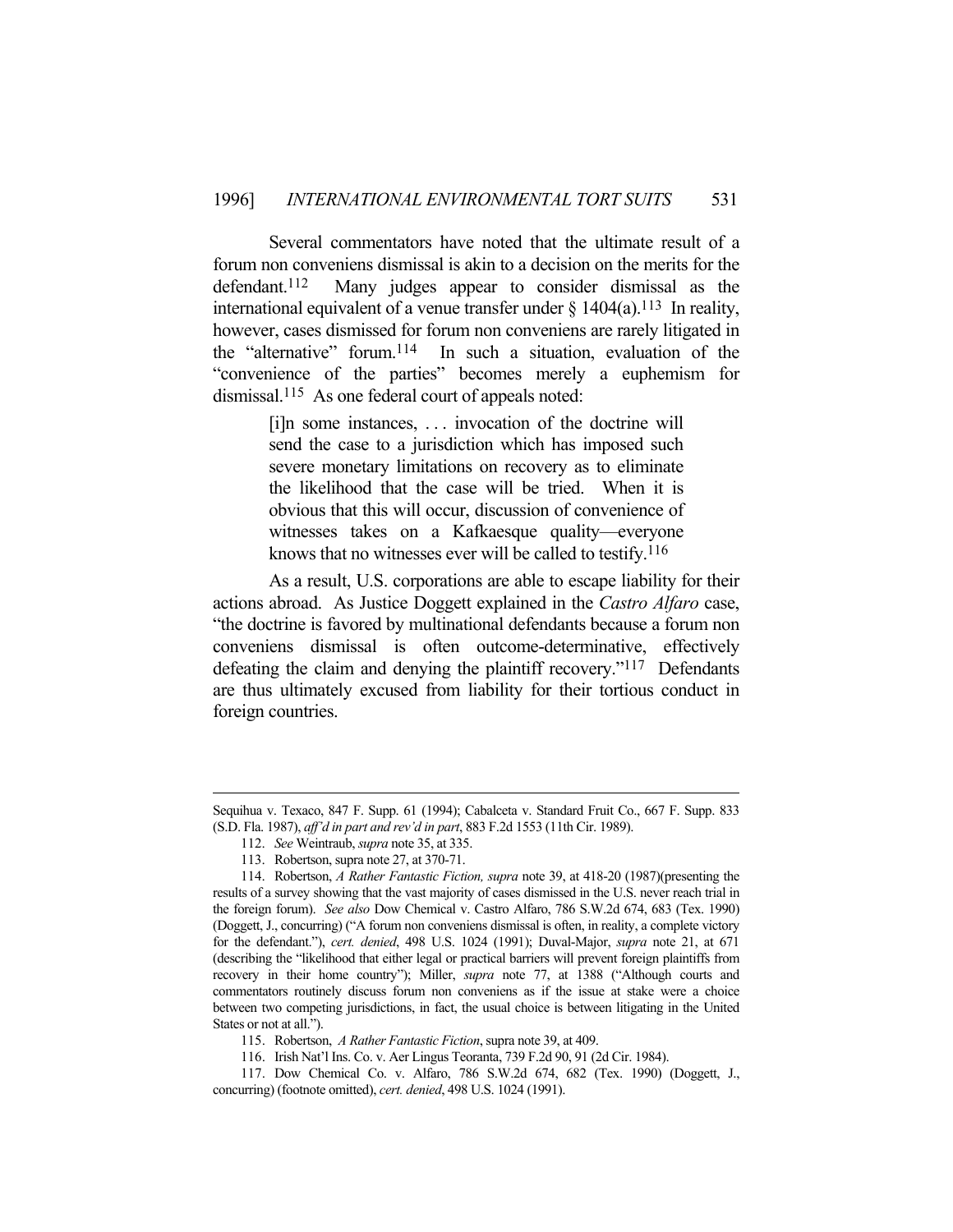Several commentators have noted that the ultimate result of a forum non conveniens dismissal is akin to a decision on the merits for the defendant.[112] Many judges appear to consider dismissal as the international equivalent of a venue transfer under § 1404(a).[113] In reality, however, cases dismissed for forum non conveniens are rarely litigated in the "alternative" forum.[114] In such a situation, evaluation of the "convenience of the parties" becomes merely a euphemism for dismissal.[115] As one federal court of appeals noted:

> [i]n some instances, . . . invocation of the doctrine will send the case to a jurisdiction which has imposed such severe monetary limitations on recovery as to eliminate the likelihood that the case will be tried. When it is obvious that this will occur, discussion of convenience of witnesses takes on a Kafkaesque quality—everyone knows that no witnesses ever will be called to testify.[116]

As a result, U.S. corporations are able to escape liability for their actions abroad. As Justice Doggett explained in the *Castro Alfaro* case, "the doctrine is favored by multinational defendants because a forum non conveniens dismissal is often outcome-determinative, effectively defeating the claim and denying the plaintiff recovery."[117] Defendants are thus ultimately excused from liability for their tortious conduct in foreign countries.

---

Sequihua v. Texaco, 847 F. Supp. 61 (1994); Cabalceta v. Standard Fruit Co., 667 F. Supp. 833 (S.D. Fla. 1987), *aff'd in part and rev'd in part*, 883 F.2d 1553 (11th Cir. 1989).

112. *See* Weintraub, *supra* note 35, at 335.

113. Robertson, supra note 27, at 370-71.

114. Robertson, *A Rather Fantastic Fiction, supra* note 39, at 418-20 (1987)(presenting the results of a survey showing that the vast majority of cases dismissed in the U.S. never reach trial in the foreign forum). *See also* Dow Chemical v. Castro Alfaro, 786 S.W.2d 674, 683 (Tex. 1990) (Doggett, J., concurring) ("A forum non conveniens dismissal is often, in reality, a complete victory for the defendant."), *cert. denied*, 498 U.S. 1024 (1991); Duval-Major, *supra* note 21, at 671 (describing the "likelihood that either legal or practical barriers will prevent foreign plaintiffs from recovery in their home country"); Miller, *supra* note 77, at 1388 ("Although courts and commentators routinely discuss forum non conveniens as if the issue at stake were a choice between two competing jurisdictions, in fact, the usual choice is between litigating in the United States or not at all.").

115. Robertson, *A Rather Fantastic Fiction*, supra note 39, at 409.

116. Irish Nat'l Ins. Co. v. Aer Lingus Teoranta, 739 F.2d 90, 91 (2d Cir. 1984).

117. Dow Chemical Co. v. Alfaro, 786 S.W.2d 674, 682 (Tex. 1990) (Doggett, J., concurring) (footnote omitted), *cert. denied*, 498 U.S. 1024 (1991).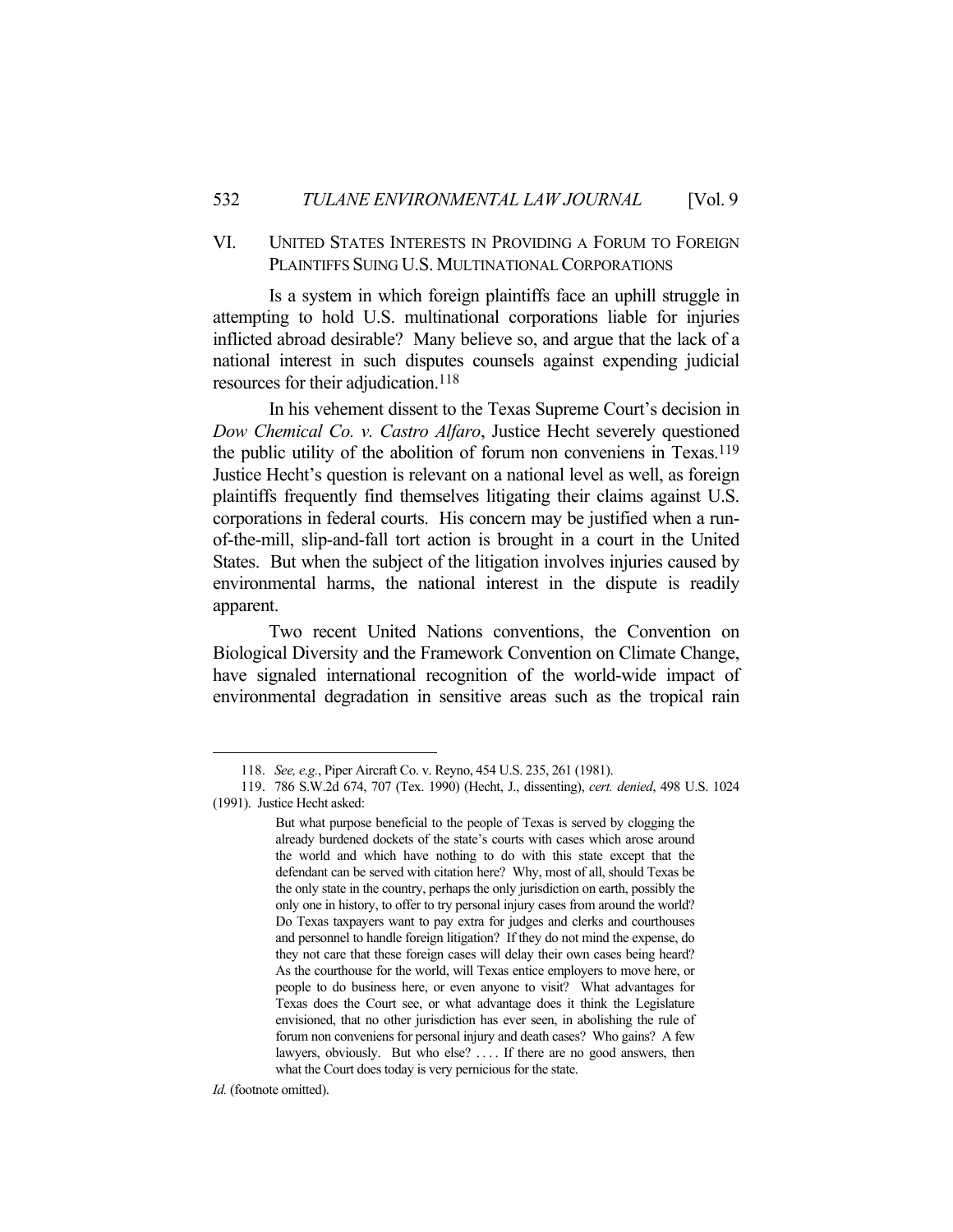## VI. UNITED STATES INTERESTS IN PROVIDING A FORUM TO FOREIGN PLAINTIFFS SUING U.S. MULTINATIONAL CORPORATIONS

Is a system in which foreign plaintiffs face an uphill struggle in attempting to hold U.S. multinational corporations liable for injuries inflicted abroad desirable? Many believe so, and argue that the lack of a national interest in such disputes counsels against expending judicial resources for their adjudication.[118]

In his vehement dissent to the Texas Supreme Court's decision in *Dow Chemical Co. v. Castro Alfaro*, Justice Hecht severely questioned the public utility of the abolition of forum non conveniens in Texas.[119] Justice Hecht's question is relevant on a national level as well, as foreign plaintiffs frequently find themselves litigating their claims against U.S. corporations in federal courts. His concern may be justified when a run-of-the-mill, slip-and-fall tort action is brought in a court in the United States. But when the subject of the litigation involves injuries caused by environmental harms, the national interest in the dispute is readily apparent.

Two recent United Nations conventions, the Convention on Biological Diversity and the Framework Convention on Climate Change, have signaled international recognition of the world-wide impact of environmental degradation in sensitive areas such as the tropical rain

---

118. *See, e.g.*, Piper Aircraft Co. v. Reyno, 454 U.S. 235, 261 (1981).

119. 786 S.W.2d 674, 707 (Tex. 1990) (Hecht, J., dissenting), *cert. denied*, 498 U.S. 1024 (1991). Justice Hecht asked:

> But what purpose beneficial to the people of Texas is served by clogging the already burdened dockets of the state's courts with cases which arose around the world and which have nothing to do with this state except that the defendant can be served with citation here? Why, most of all, should Texas be the only state in the country, perhaps the only jurisdiction on earth, possibly the only one in history, to offer to try personal injury cases from around the world? Do Texas taxpayers want to pay extra for judges and clerks and courthouses and personnel to handle foreign litigation? If they do not mind the expense, do they not care that these foreign cases will delay their own cases being heard? As the courthouse for the world, will Texas entice employers to move here, or people to do business here, or even anyone to visit? What advantages for Texas does the Court see, or what advantage does it think the Legislature envisioned, that no other jurisdiction has ever seen, in abolishing the rule of forum non conveniens for personal injury and death cases? Who gains? A few lawyers, obviously. But who else? . . . . If there are no good answers, then what the Court does today is very pernicious for the state.

*Id.* (footnote omitted).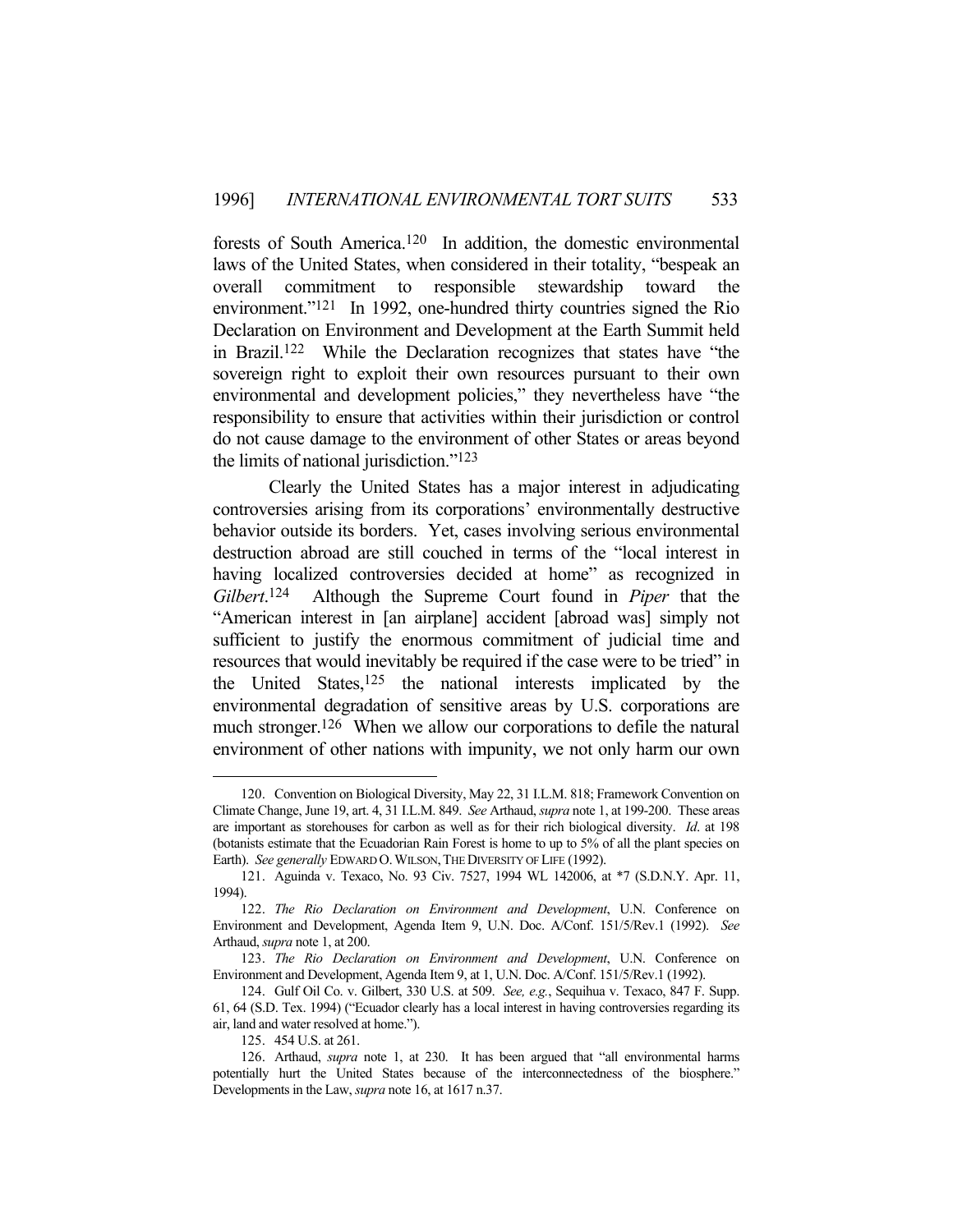forests of South America.[120] In addition, the domestic environmental laws of the United States, when considered in their totality, "bespeak an overall commitment to responsible stewardship toward the environment."[121] In 1992, one-hundred thirty countries signed the Rio Declaration on Environment and Development at the Earth Summit held in Brazil.[122] While the Declaration recognizes that states have "the sovereign right to exploit their own resources pursuant to their own environmental and development policies," they nevertheless have "the responsibility to ensure that activities within their jurisdiction or control do not cause damage to the environment of other States or areas beyond the limits of national jurisdiction."[123]

Clearly the United States has a major interest in adjudicating controversies arising from its corporations' environmentally destructive behavior outside its borders. Yet, cases involving serious environmental destruction abroad are still couched in terms of the "local interest in having localized controversies decided at home" as recognized in *Gilbert*.[124] Although the Supreme Court found in *Piper* that the "American interest in [an airplane] accident [abroad was] simply not sufficient to justify the enormous commitment of judicial time and resources that would inevitably be required if the case were to be tried" in the United States,[125] the national interests implicated by the environmental degradation of sensitive areas by U.S. corporations are much stronger.[126] When we allow our corporations to defile the natural environment of other nations with impunity, we not only harm our own

---

120. Convention on Biological Diversity, May 22, 31 I.L.M. 818; Framework Convention on Climate Change, June 19, art. 4, 31 I.L.M. 849. *See* Arthaud, *supra* note 1, at 199-200. These areas are important as storehouses for carbon as well as for their rich biological diversity. *Id*. at 198 (botanists estimate that the Ecuadorian Rain Forest is home to up to 5% of all the plant species on Earth). *See generally* EDWARD O. WILSON, THE DIVERSITY OF LIFE (1992).

121. Aguinda v. Texaco, No. 93 Civ. 7527, 1994 WL 142006, at *7 (S.D.N.Y. Apr. 11, 1994).

122. *The Rio Declaration on Environment and Development*, U.N. Conference on Environment and Development, Agenda Item 9, U.N. Doc. A/Conf. 151/5/Rev.1 (1992). *See* Arthaud, *supra* note 1, at 200.

123. *The Rio Declaration on Environment and Development*, U.N. Conference on Environment and Development, Agenda Item 9, at 1, U.N. Doc. A/Conf. 151/5/Rev.1 (1992).

124. Gulf Oil Co. v. Gilbert, 330 U.S. at 509. *See, e.g.*, Sequihua v. Texaco, 847 F. Supp. 61, 64 (S.D. Tex. 1994) ("Ecuador clearly has a local interest in having controversies regarding its air, land and water resolved at home.").

125. 454 U.S. at 261.

126. Arthaud, *supra* note 1, at 230. It has been argued that "all environmental harms potentially hurt the United States because of the interconnectedness of the biosphere." Developments in the Law, *supra* note 16, at 1617 n.37.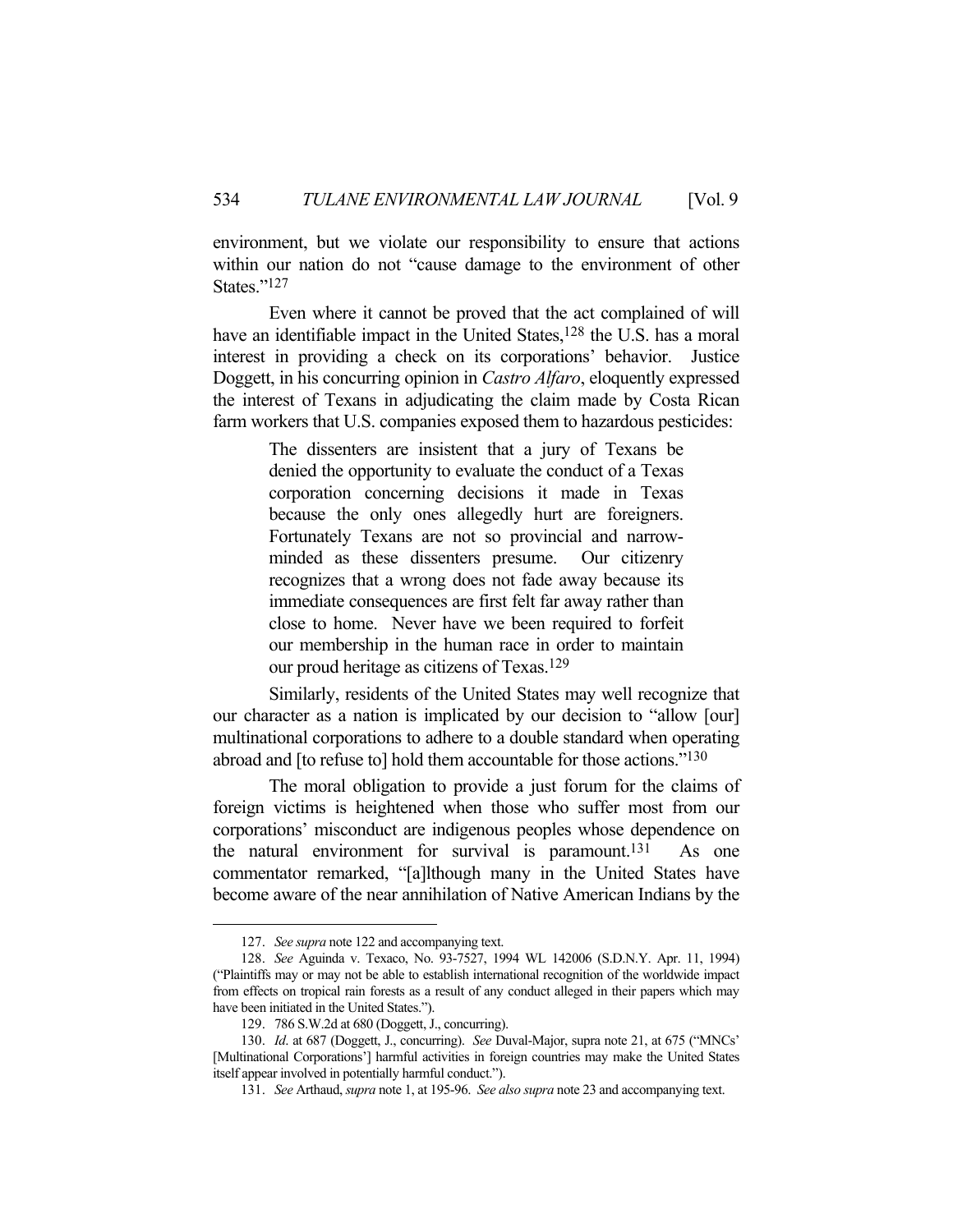environment, but we violate our responsibility to ensure that actions within our nation do not "cause damage to the environment of other States."[127]

Even where it cannot be proved that the act complained of will have an identifiable impact in the United States,[128] the U.S. has a moral interest in providing a check on its corporations' behavior. Justice Doggett, in his concurring opinion in *Castro Alfaro*, eloquently expressed the interest of Texans in adjudicating the claim made by Costa Rican farm workers that U.S. companies exposed them to hazardous pesticides:

> The dissenters are insistent that a jury of Texans be denied the opportunity to evaluate the conduct of a Texas corporation concerning decisions it made in Texas because the only ones allegedly hurt are foreigners. Fortunately Texans are not so provincial and narrow-minded as these dissenters presume. Our citizenry recognizes that a wrong does not fade away because its immediate consequences are first felt far away rather than close to home. Never have we been required to forfeit our membership in the human race in order to maintain our proud heritage as citizens of Texas.[129]

Similarly, residents of the United States may well recognize that our character as a nation is implicated by our decision to "allow [our] multinational corporations to adhere to a double standard when operating abroad and [to refuse to] hold them accountable for those actions."[130]

The moral obligation to provide a just forum for the claims of foreign victims is heightened when those who suffer most from our corporations' misconduct are indigenous peoples whose dependence on the natural environment for survival is paramount.[131] As one commentator remarked, "[a]lthough many in the United States have become aware of the near annihilation of Native American Indians by the

---

127. *See supra* note 122 and accompanying text.

128. *See* Aguinda v. Texaco, No. 93-7527, 1994 WL 142006 (S.D.N.Y. Apr. 11, 1994) ("Plaintiffs may or may not be able to establish international recognition of the worldwide impact from effects on tropical rain forests as a result of any conduct alleged in their papers which may have been initiated in the United States.").

129. 786 S.W.2d at 680 (Doggett, J., concurring).

130. *Id*. at 687 (Doggett, J., concurring). *See* Duval-Major, supra note 21, at 675 ("MNCs' [Multinational Corporations'] harmful activities in foreign countries may make the United States itself appear involved in potentially harmful conduct.").

131. *See* Arthaud, *supra* note 1, at 195-96. *See also supra* note 23 and accompanying text.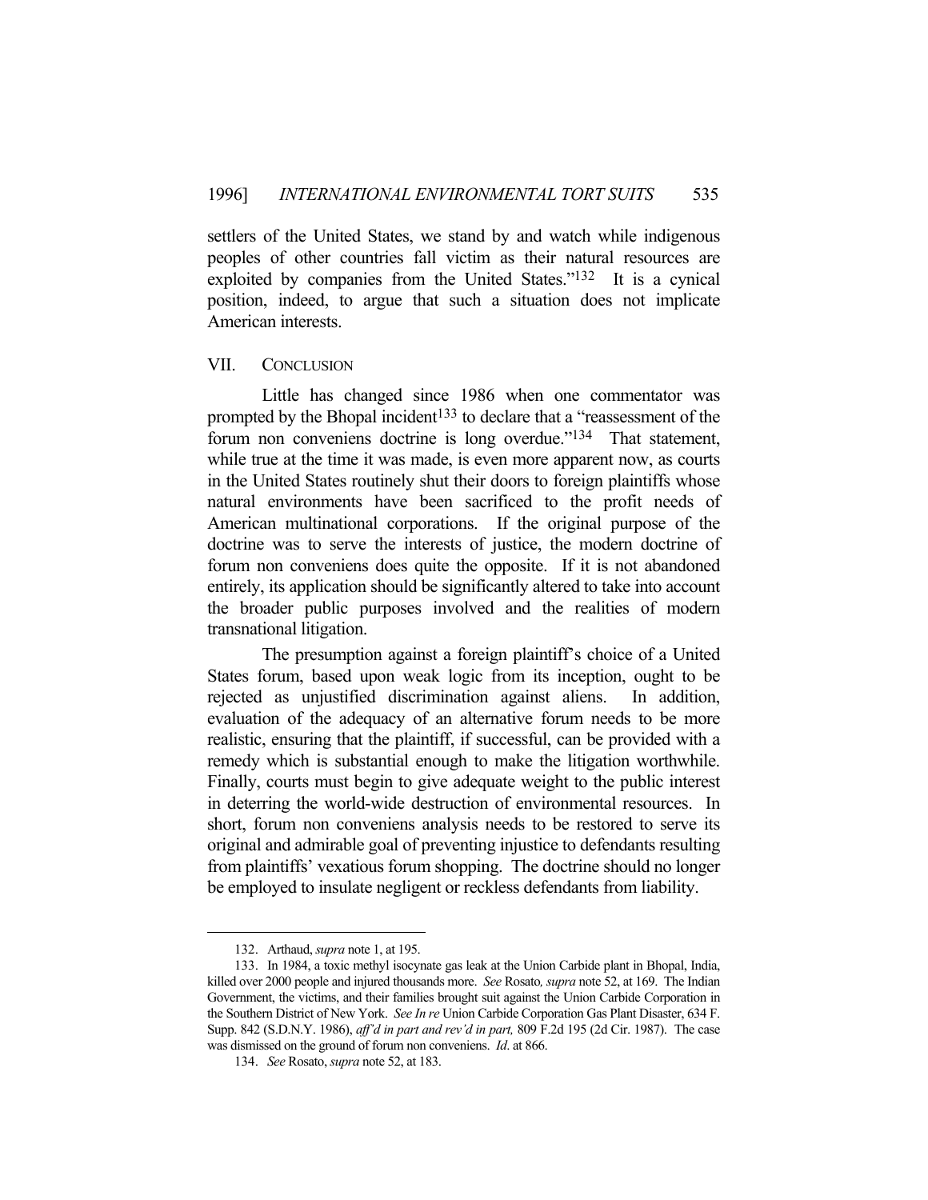settlers of the United States, we stand by and watch while indigenous peoples of other countries fall victim as their natural resources are exploited by companies from the United States."[132] It is a cynical position, indeed, to argue that such a situation does not implicate American interests.

## VII. CONCLUSION

Little has changed since 1986 when one commentator was prompted by the Bhopal incident[133] to declare that a "reassessment of the forum non conveniens doctrine is long overdue."[134] That statement, while true at the time it was made, is even more apparent now, as courts in the United States routinely shut their doors to foreign plaintiffs whose natural environments have been sacrificed to the profit needs of American multinational corporations. If the original purpose of the doctrine was to serve the interests of justice, the modern doctrine of forum non conveniens does quite the opposite. If it is not abandoned entirely, its application should be significantly altered to take into account the broader public purposes involved and the realities of modern transnational litigation.

The presumption against a foreign plaintiff's choice of a United States forum, based upon weak logic from its inception, ought to be rejected as unjustified discrimination against aliens. In addition, evaluation of the adequacy of an alternative forum needs to be more realistic, ensuring that the plaintiff, if successful, can be provided with a remedy which is substantial enough to make the litigation worthwhile. Finally, courts must begin to give adequate weight to the public interest in deterring the world-wide destruction of environmental resources. In short, forum non conveniens analysis needs to be restored to serve its original and admirable goal of preventing injustice to defendants resulting from plaintiffs' vexatious forum shopping. The doctrine should no longer be employed to insulate negligent or reckless defendants from liability.

---

132. Arthaud, *supra* note 1, at 195.

133. In 1984, a toxic methyl isocynate gas leak at the Union Carbide plant in Bhopal, India, killed over 2000 people and injured thousands more. *See* Rosato*, supra* note 52, at 169. The Indian Government, the victims, and their families brought suit against the Union Carbide Corporation in the Southern District of New York. *See In re* Union Carbide Corporation Gas Plant Disaster, 634 F. Supp. 842 (S.D.N.Y. 1986), *aff'd in part and rev'd in part,* 809 F.2d 195 (2d Cir. 1987). The case was dismissed on the ground of forum non conveniens. *Id*. at 866.

134. *See* Rosato, *supra* note 52, at 183.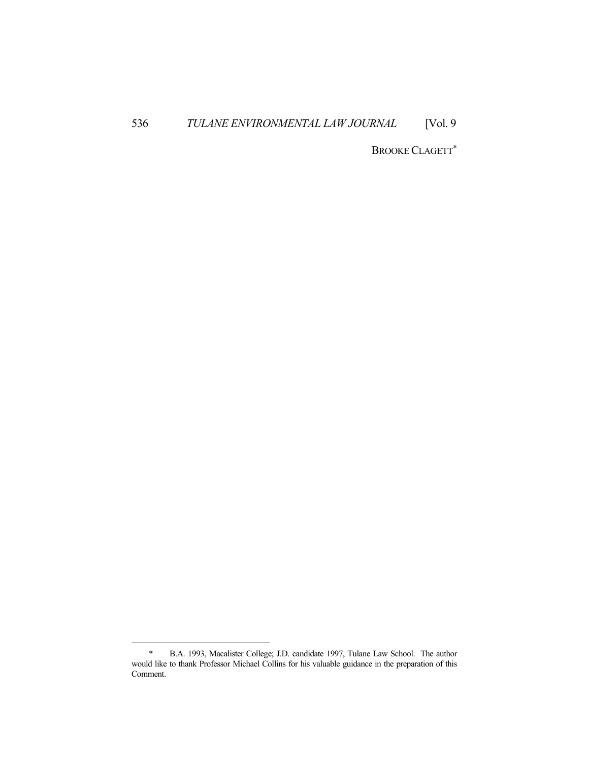BROOKE CLAGETT*

---

\* B.A. 1993, Macalister College; J.D. candidate 1997, Tulane Law School. The author would like to thank Professor Michael Collins for his valuable guidance in the preparation of this Comment.